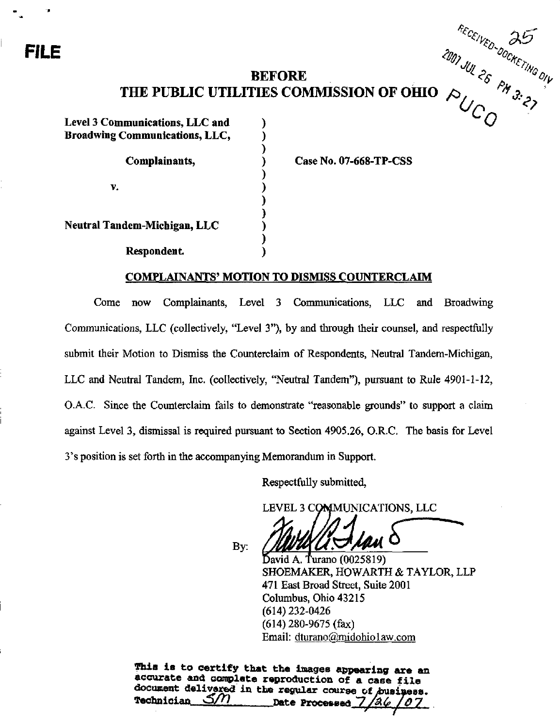**FILE**

RECEIVED-DOCKETING DIV 25
2007 JUL 26 PM 3:27
PUCO

# BEFORE
# THE PUBLIC UTILITIES COMMISSION OF OHIO

| | | |
|---|---|---|
| **Level 3 Communications, LLC and Broadwing Communications, LLC,** | ) | |
| **Complainants,** | ) | **Case No. 07-668-TP-CSS** |
| **v.** | ) | |
| **Neutral Tandem-Michigan, LLC** | ) | |
| **Respondent.** | ) | |

## COMPLAINANTS' MOTION TO DISMISS COUNTERCLAIM

Come now Complainants, Level 3 Communications, LLC and Broadwing Communications, LLC (collectively, "Level 3"), by and through their counsel, and respectfully submit their Motion to Dismiss the Counterclaim of Respondents, Neutral Tandem-Michigan, LLC and Neutral Tandem, Inc. (collectively, "Neutral Tandem"), pursuant to Rule 4901-1-12, O.A.C. Since the Counterclaim fails to demonstrate "reasonable grounds" to support a claim against Level 3, dismissal is required pursuant to Section 4905.26, O.R.C. The basis for Level 3's position is set forth in the accompanying Memorandum in Support.

Respectfully submitted,

LEVEL 3 COMMUNICATIONS, LLC

By: 

David A. Turano (0025819)
SHOEMAKER, HOWARTH & TAYLOR, LLP
471 East Broad Street, Suite 2001
Columbus, Ohio 43215
(614) 232-0426
(614) 280-9675 (fax)
Email: dturano@midohiolaw.com

This is to certify that the images appearing are an accurate and complete reproduction of a case file document delivered in the regular course of business.
Technician SM Date Processed 7/26/07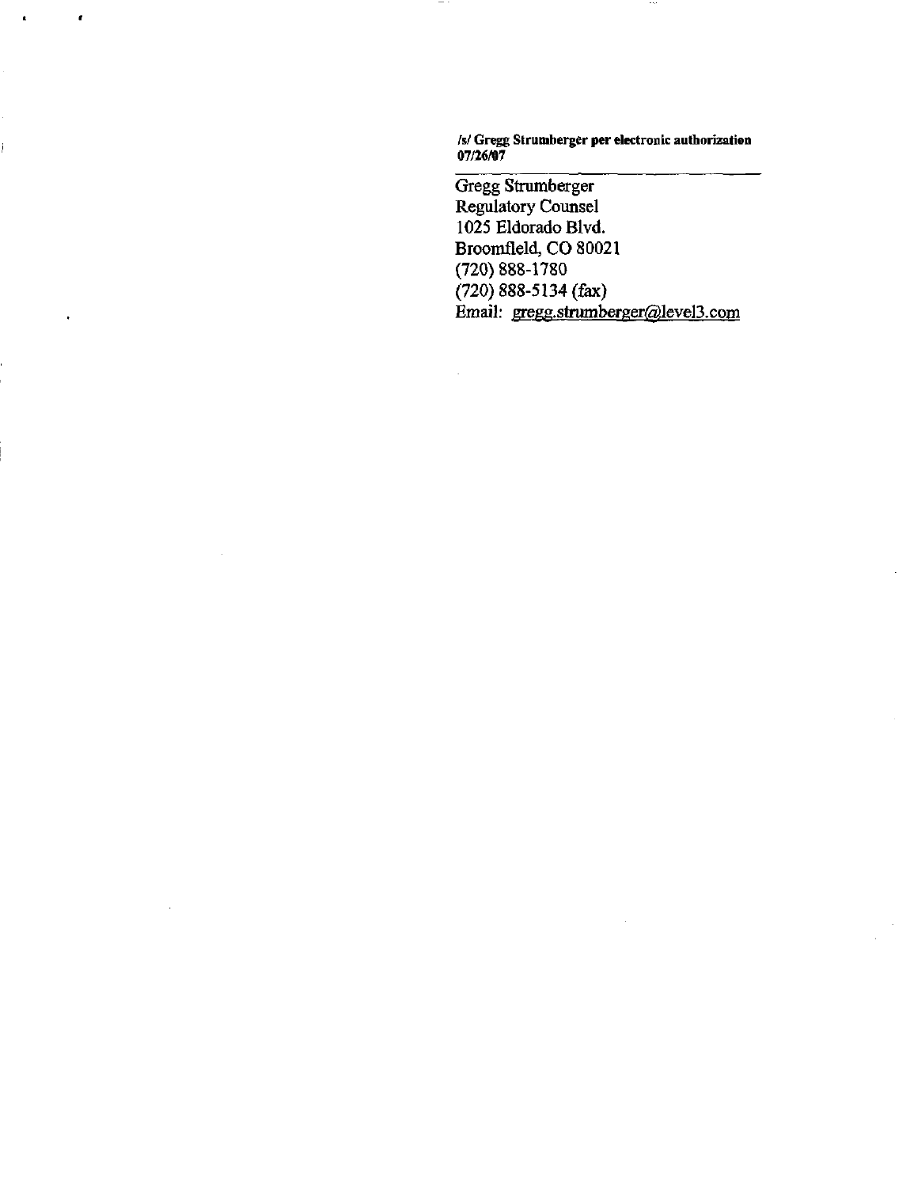**/s/ Gregg Strumberger per electronic authorization 07/26/07**

Gregg Strumberger
Regulatory Counsel
1025 Eldorado Blvd.
Broomfield, CO 80021
(720) 888-1780
(720) 888-5134 (fax)
Email: gregg.strumberger@level3.com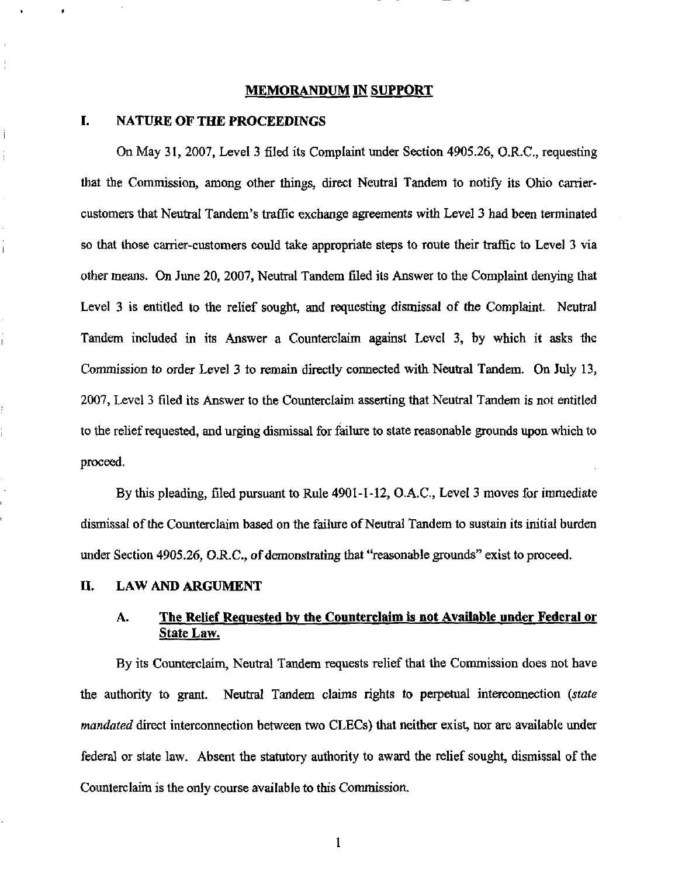## MEMORANDUM IN SUPPORT

### I. NATURE OF THE PROCEEDINGS

On May 31, 2007, Level 3 filed its Complaint under Section 4905.26, O.R.C., requesting that the Commission, among other things, direct Neutral Tandem to notify its Ohio carrier-customers that Neutral Tandem's traffic exchange agreements with Level 3 had been terminated so that those carrier-customers could take appropriate steps to route their traffic to Level 3 via other means. On June 20, 2007, Neutral Tandem filed its Answer to the Complaint denying that Level 3 is entitled to the relief sought, and requesting dismissal of the Complaint. Neutral Tandem included in its Answer a Counterclaim against Level 3, by which it asks the Commission to order Level 3 to remain directly connected with Neutral Tandem. On July 13, 2007, Level 3 filed its Answer to the Counterclaim asserting that Neutral Tandem is not entitled to the relief requested, and urging dismissal for failure to state reasonable grounds upon which to proceed.

By this pleading, filed pursuant to Rule 4901-1-12, O.A.C., Level 3 moves for immediate dismissal of the Counterclaim based on the failure of Neutral Tandem to sustain its initial burden under Section 4905.26, O.R.C., of demonstrating that "reasonable grounds" exist to proceed.

### II. LAW AND ARGUMENT

#### A. The Relief Requested by the Counterclaim is not Available under Federal or State Law.

By its Counterclaim, Neutral Tandem requests relief that the Commission does not have the authority to grant. Neutral Tandem claims rights to perpetual interconnection (*state mandated* direct interconnection between two CLECs) that neither exist, nor are available under federal or state law. Absent the statutory authority to award the relief sought, dismissal of the Counterclaim is the only course available to this Commission.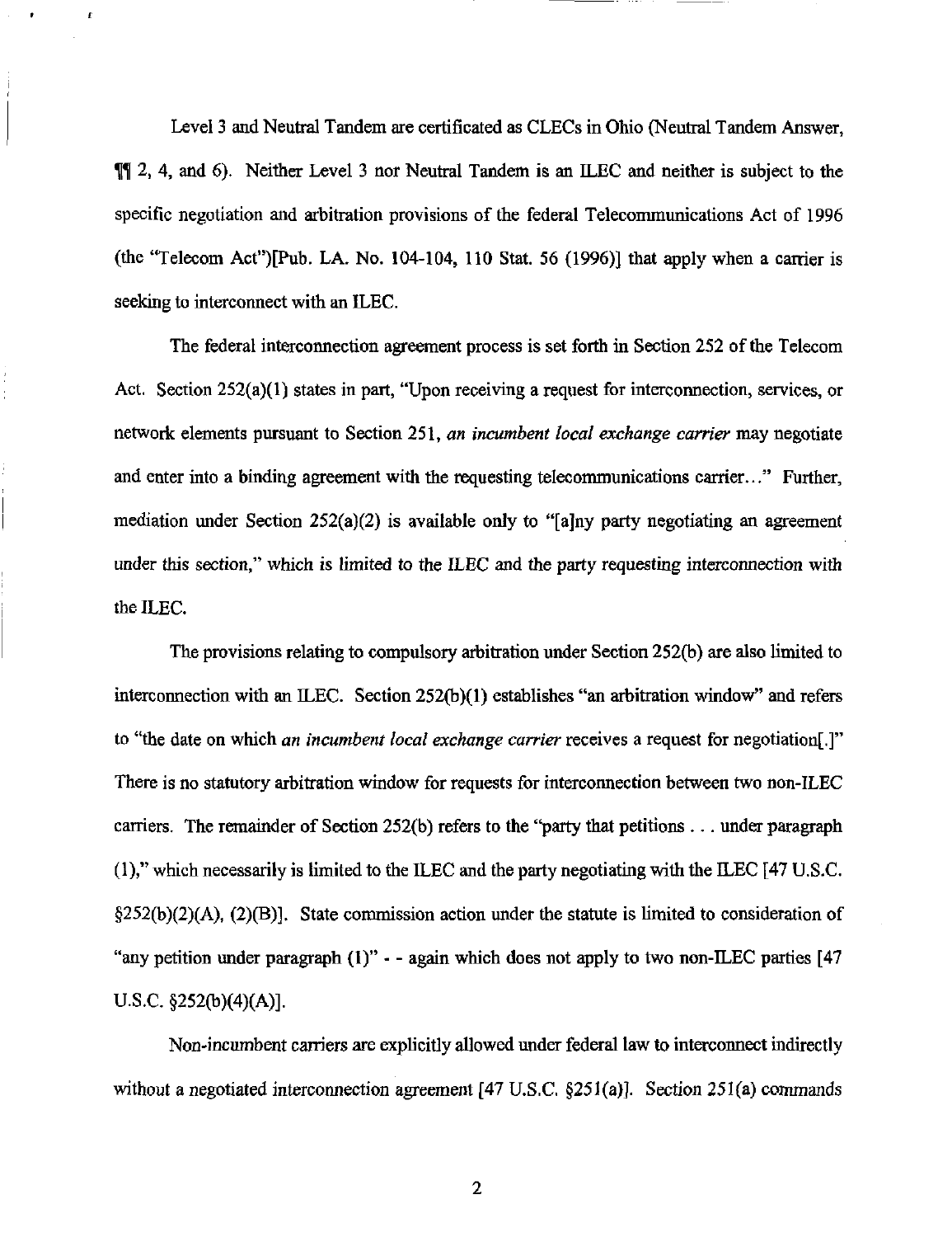Level 3 and Neutral Tandem are certificated as CLECs in Ohio (Neutral Tandem Answer, ¶¶ 2, 4, and 6). Neither Level 3 nor Neutral Tandem is an ILEC and neither is subject to the specific negotiation and arbitration provisions of the federal Telecommunications Act of 1996 (the "Telecom Act")[Pub. LA. No. 104-104, 110 Stat. 56 (1996)] that apply when a carrier is seeking to interconnect with an ILEC.

The federal interconnection agreement process is set forth in Section 252 of the Telecom Act. Section 252(a)(1) states in part, "Upon receiving a request for interconnection, services, or network elements pursuant to Section 251, *an incumbent local exchange carrier* may negotiate and enter into a binding agreement with the requesting telecommunications carrier..." Further, mediation under Section 252(a)(2) is available only to "[a]ny party negotiating an agreement under this section," which is limited to the ILEC and the party requesting interconnection with the ILEC.

The provisions relating to compulsory arbitration under Section 252(b) are also limited to interconnection with an ILEC. Section 252(b)(1) establishes "an arbitration window" and refers to "the date on which *an incumbent local exchange carrier* receives a request for negotiation[.]" There is no statutory arbitration window for requests for interconnection between two non-ILEC carriers. The remainder of Section 252(b) refers to the "party that petitions . . . under paragraph (1)," which necessarily is limited to the ILEC and the party negotiating with the ILEC [47 U.S.C. §252(b)(2)(A), (2)(B)]. State commission action under the statute is limited to consideration of "any petition under paragraph (1)" - - again which does not apply to two non-ILEC parties [47 U.S.C. §252(b)(4)(A)].

Non-incumbent carriers are explicitly allowed under federal law to interconnect indirectly without a negotiated interconnection agreement [47 U.S.C. §251(a)]. Section 251(a) commands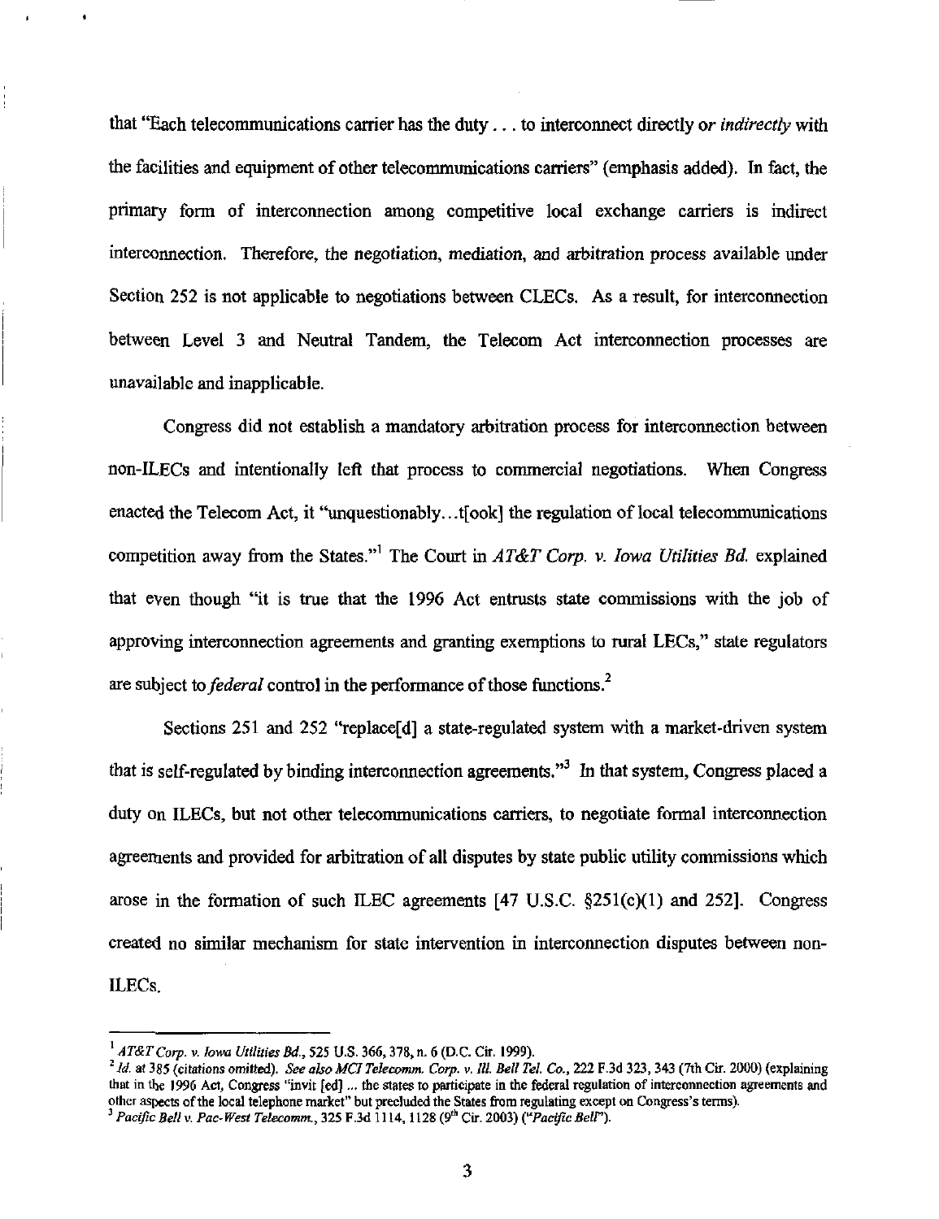that "Each telecommunications carrier has the duty . . . to interconnect directly or *indirectly* with the facilities and equipment of other telecommunications carriers" (emphasis added). In fact, the primary form of interconnection among competitive local exchange carriers is indirect interconnection. Therefore, the negotiation, mediation, and arbitration process available under Section 252 is not applicable to negotiations between CLECs. As a result, for interconnection between Level 3 and Neutral Tandem, the Telecom Act interconnection processes are unavailable and inapplicable.

Congress did not establish a mandatory arbitration process for interconnection between non-ILECs and intentionally left that process to commercial negotiations. When Congress enacted the Telecom Act, it "unquestionably…t[ook] the regulation of local telecommunications competition away from the States."[1] The Court in *AT&T Corp. v. Iowa Utilities Bd.* explained that even though "it is true that the 1996 Act entrusts state commissions with the job of approving interconnection agreements and granting exemptions to rural LECs," state regulators are subject to *federal* control in the performance of those functions.[2]

Sections 251 and 252 "replace[d] a state-regulated system with a market-driven system that is self-regulated by binding interconnection agreements."[3] In that system, Congress placed a duty on ILECs, but not other telecommunications carriers, to negotiate formal interconnection agreements and provided for arbitration of all disputes by state public utility commissions which arose in the formation of such ILEC agreements [47 U.S.C. §251(c)(1) and 252]. Congress created no similar mechanism for state intervention in interconnection disputes between non-ILECs.

---

[1] *AT&T Corp. v. Iowa Utilities Bd.*, 525 U.S. 366, 378, n. 6 (D.C. Cir. 1999).

[2] *Id.* at 385 (citations omitted). *See also MCI Telecomm. Corp. v. Ill. Bell Tel. Co.*, 222 F.3d 323, 343 (7th Cir. 2000) (explaining that in the 1996 Act, Congress "invit [ed] ... the states to participate in the federal regulation of interconnection agreements and other aspects of the local telephone market" but precluded the States from regulating except on Congress's terms).

[3] *Pacific Bell v. Pac-West Telecomm.*, 325 F.3d 1114, 1128 (9th Cir. 2003) ("*Pacific Bell*").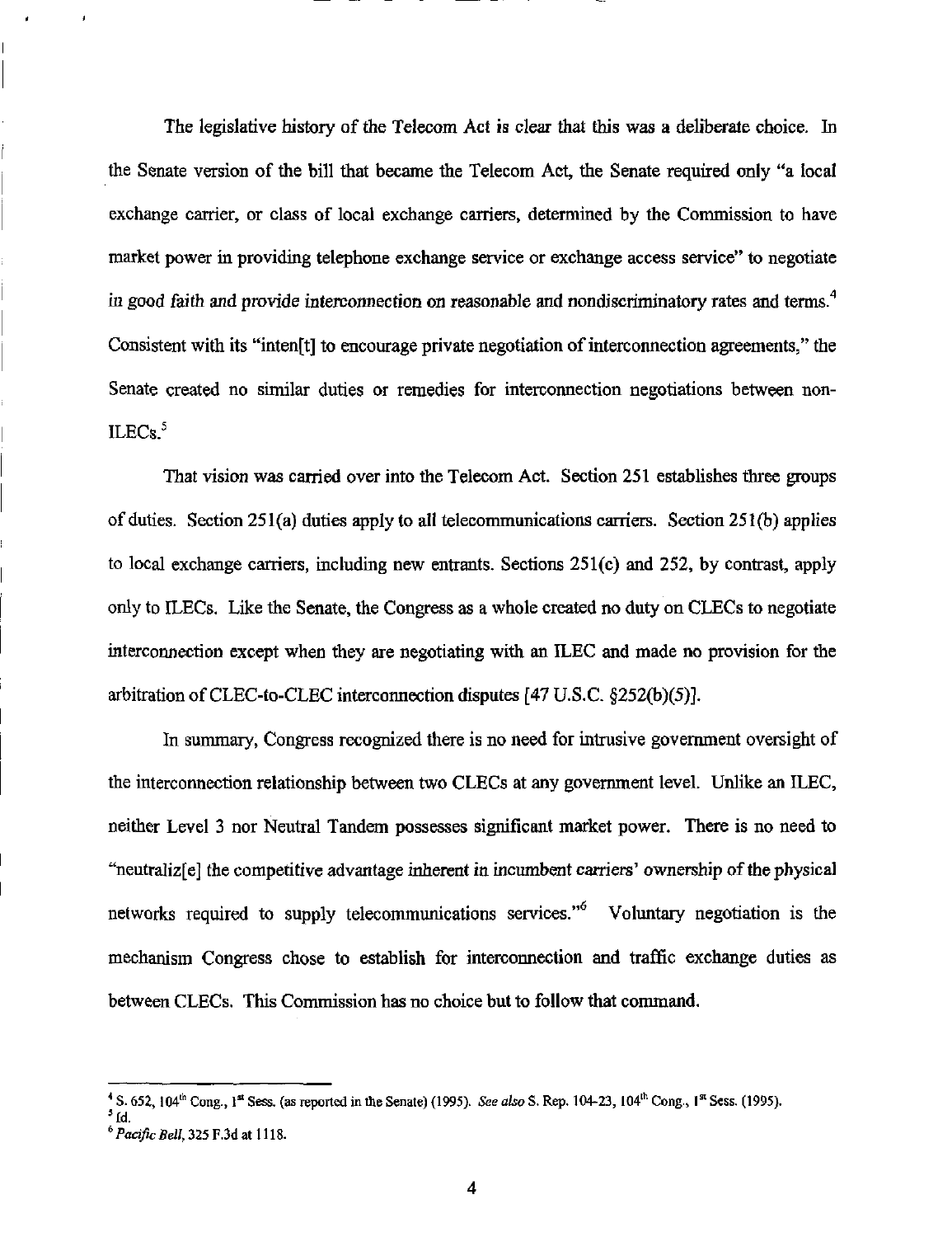The legislative history of the Telecom Act is clear that this was a deliberate choice. In the Senate version of the bill that became the Telecom Act, the Senate required only "a local exchange carrier, or class of local exchange carriers, determined by the Commission to have market power in providing telephone exchange service or exchange access service" to negotiate in good faith and provide interconnection on reasonable and nondiscriminatory rates and terms.[4] Consistent with its "inten[t] to encourage private negotiation of interconnection agreements," the Senate created no similar duties or remedies for interconnection negotiations between non-ILECs.[5]

That vision was carried over into the Telecom Act. Section 251 establishes three groups of duties. Section 251(a) duties apply to all telecommunications carriers. Section 251(b) applies to local exchange carriers, including new entrants. Sections 251(c) and 252, by contrast, apply only to ILECs. Like the Senate, the Congress as a whole created no duty on CLECs to negotiate interconnection except when they are negotiating with an ILEC and made no provision for the arbitration of CLEC-to-CLEC interconnection disputes [47 U.S.C. §252(b)(5)].

In summary, Congress recognized there is no need for intrusive government oversight of the interconnection relationship between two CLECs at any government level. Unlike an ILEC, neither Level 3 nor Neutral Tandem possesses significant market power. There is no need to "neutraliz[e] the competitive advantage inherent in incumbent carriers' ownership of the physical networks required to supply telecommunications services."[6] Voluntary negotiation is the mechanism Congress chose to establish for interconnection and traffic exchange duties as between CLECs. This Commission has no choice but to follow that command.

---

[4] S. 652, 104th Cong., 1st Sess. (as reported in the Senate) (1995). *See also* S. Rep. 104-23, 104th Cong., 1st Sess. (1995).

[5] Id.

[6] *Pacific Bell*, 325 F.3d at 1118.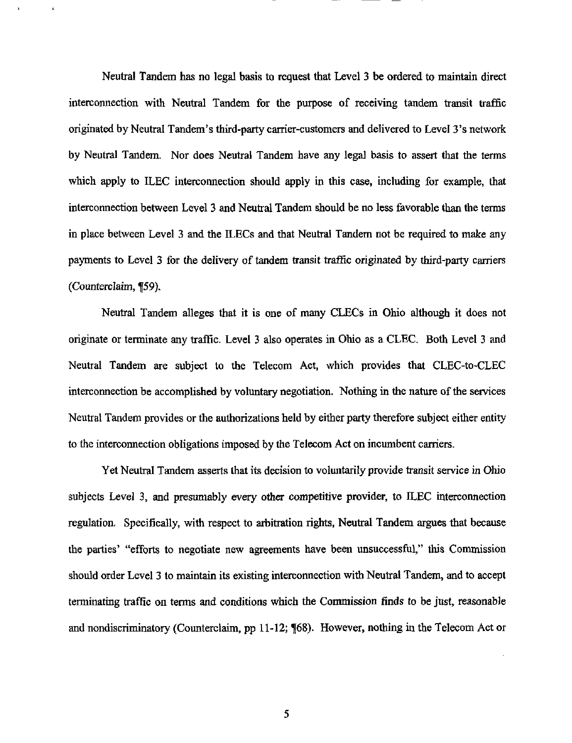Neutral Tandem has no legal basis to request that Level 3 be ordered to maintain direct interconnection with Neutral Tandem for the purpose of receiving tandem transit traffic originated by Neutral Tandem's third-party carrier-customers and delivered to Level 3's network by Neutral Tandem. Nor does Neutral Tandem have any legal basis to assert that the terms which apply to ILEC interconnection should apply in this case, including for example, that interconnection between Level 3 and Neutral Tandem should be no less favorable than the terms in place between Level 3 and the ILECs and that Neutral Tandem not be required to make any payments to Level 3 for the delivery of tandem transit traffic originated by third-party carriers (*Counterclaim*, ¶59).

Neutral Tandem alleges that it is one of many CLECs in Ohio although it does not originate or terminate any traffic. Level 3 also operates in Ohio as a CLEC. Both Level 3 and Neutral Tandem are subject to the Telecom Act, which provides that CLEC-to-CLEC interconnection be accomplished by voluntary negotiation. Nothing in the nature of the services Neutral Tandem provides or the authorizations held by either party therefore subject either entity to the interconnection obligations imposed by the Telecom Act on incumbent carriers.

Yet Neutral Tandem asserts that its decision to voluntarily provide transit service in Ohio subjects Level 3, and presumably every other competitive provider, to ILEC interconnection regulation. Specifically, with respect to arbitration rights, Neutral Tandem argues that because the parties' "efforts to negotiate new agreements have been unsuccessful," this Commission should order Level 3 to maintain its existing interconnection with Neutral Tandem, and to accept terminating traffic on terms and conditions which the Commission finds to be just, reasonable and nondiscriminatory (Counterclaim, pp 11-12; ¶68). However, nothing in the Telecom Act or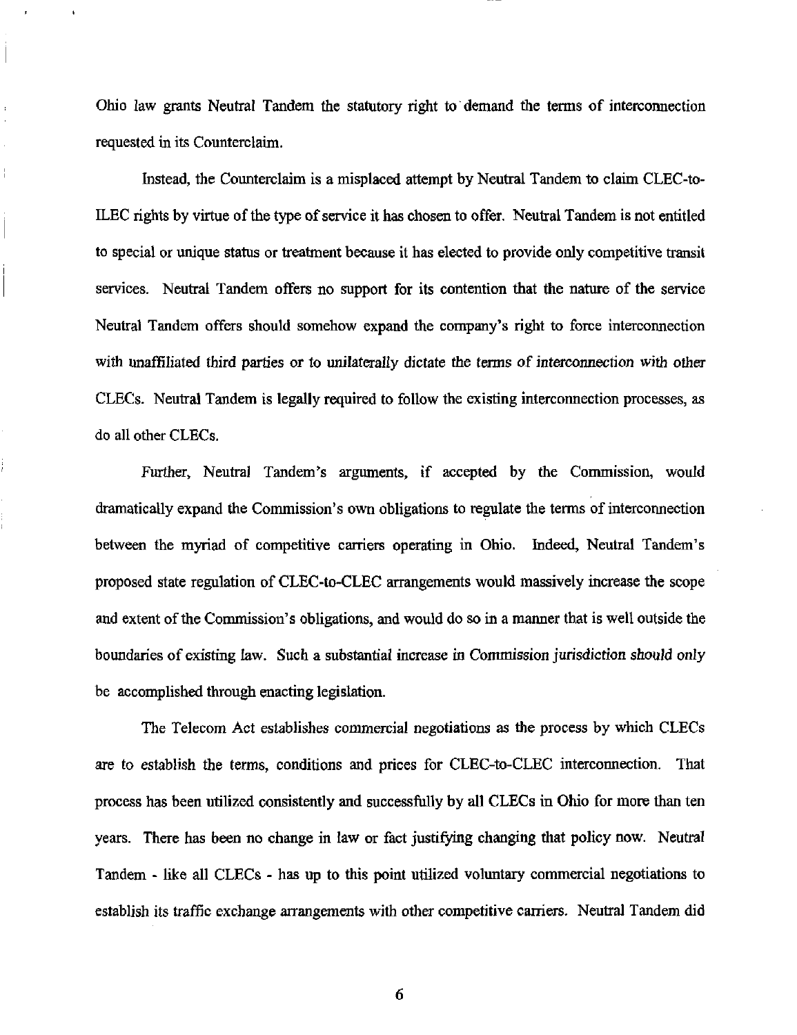Ohio law grants Neutral Tandem the statutory right to demand the terms of interconnection requested in its Counterclaim.

Instead, the Counterclaim is a misplaced attempt by Neutral Tandem to claim CLEC-to-ILEC rights by virtue of the type of service it has chosen to offer. Neutral Tandem is not entitled to special or unique status or treatment because it has elected to provide only competitive transit services. Neutral Tandem offers no support for its contention that the nature of the service Neutral Tandem offers should somehow expand the company's right to force interconnection with unaffiliated third parties or to unilaterally dictate the terms of interconnection with other CLECs. Neutral Tandem is legally required to follow the existing interconnection processes, as do all other CLECs.

Further, Neutral Tandem's arguments, if accepted by the Commission, would dramatically expand the Commission's own obligations to regulate the terms of interconnection between the myriad of competitive carriers operating in Ohio. Indeed, Neutral Tandem's proposed state regulation of CLEC-to-CLEC arrangements would massively increase the scope and extent of the Commission's obligations, and would do so in a manner that is well outside the boundaries of existing law. Such a substantial increase in Commission jurisdiction should only be accomplished through enacting legislation.

The Telecom Act establishes commercial negotiations as the process by which CLECs are to establish the terms, conditions and prices for CLEC-to-CLEC interconnection. That process has been utilized consistently and successfully by all CLECs in Ohio for more than ten years. There has been no change in law or fact justifying changing that policy now. Neutral Tandem - like all CLECs - has up to this point utilized voluntary commercial negotiations to establish its traffic exchange arrangements with other competitive carriers. Neutral Tandem did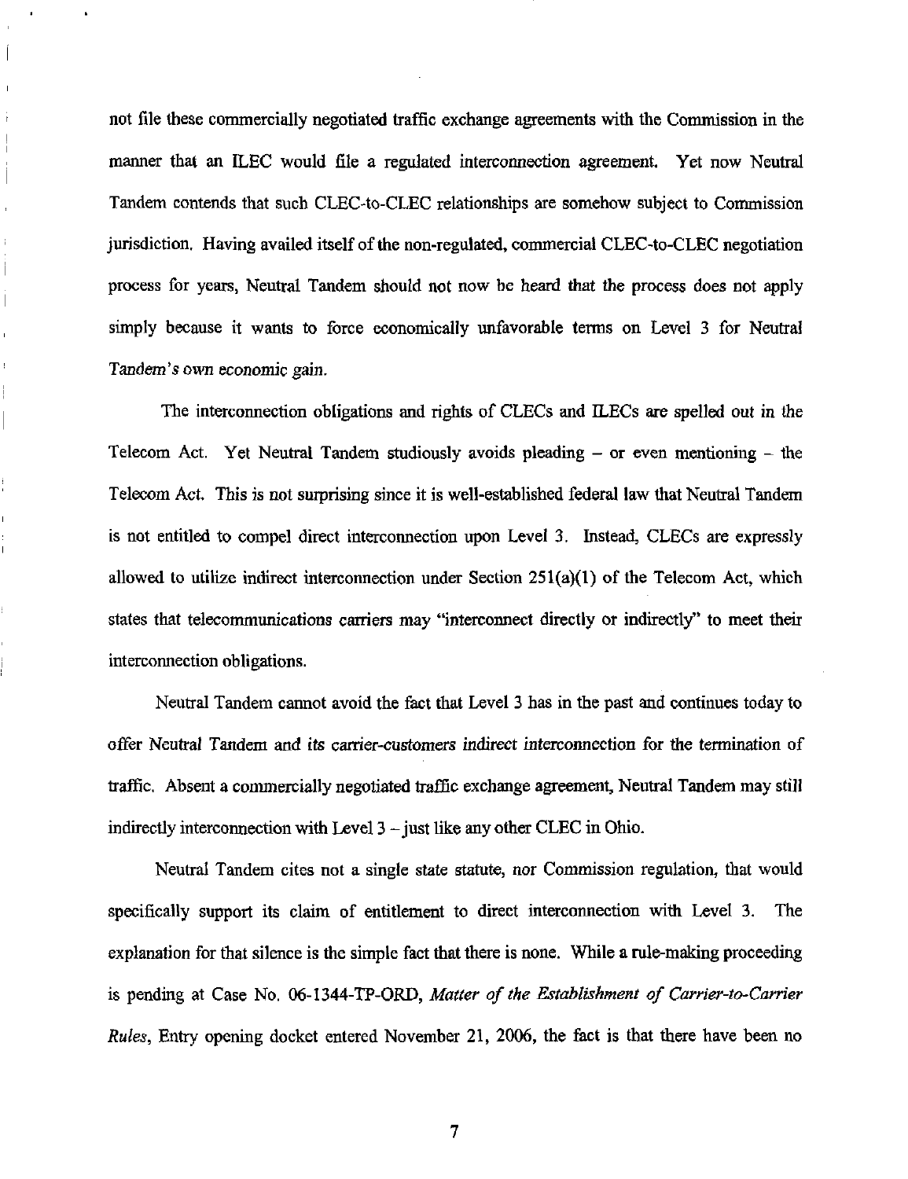not file these commercially negotiated traffic exchange agreements with the Commission in the manner that an ILEC would file a regulated interconnection agreement. Yet now Neutral Tandem contends that such CLEC-to-CLEC relationships are somehow subject to Commission jurisdiction. Having availed itself of the non-regulated, commercial CLEC-to-CLEC negotiation process for years, Neutral Tandem should not now be heard that the process does not apply simply because it wants to force economically unfavorable terms on Level 3 for Neutral Tandem's own economic gain.

The interconnection obligations and rights of CLECs and ILECs are spelled out in the Telecom Act. Yet Neutral Tandem studiously avoids pleading – or even mentioning – the Telecom Act. This is not surprising since it is well-established federal law that Neutral Tandem is not entitled to compel direct interconnection upon Level 3. Instead, CLECs are expressly allowed to utilize indirect interconnection under Section 251(a)(1) of the Telecom Act, which states that telecommunications carriers may "interconnect directly or indirectly" to meet their interconnection obligations.

Neutral Tandem cannot avoid the fact that Level 3 has in the past and continues today to offer Neutral Tandem and its carrier-customers indirect interconnection for the termination of traffic. Absent a commercially negotiated traffic exchange agreement, Neutral Tandem may still indirectly interconnection with Level 3 – just like any other CLEC in Ohio.

Neutral Tandem cites not a single state statute, nor Commission regulation, that would specifically support its claim of entitlement to direct interconnection with Level 3. The explanation for that silence is the simple fact that there is none. While a rule-making proceeding is pending at Case No. 06-1344-TP-ORD, *Matter of the Establishment of Carrier-to-Carrier Rules*, Entry opening docket entered November 21, 2006, the fact is that there have been no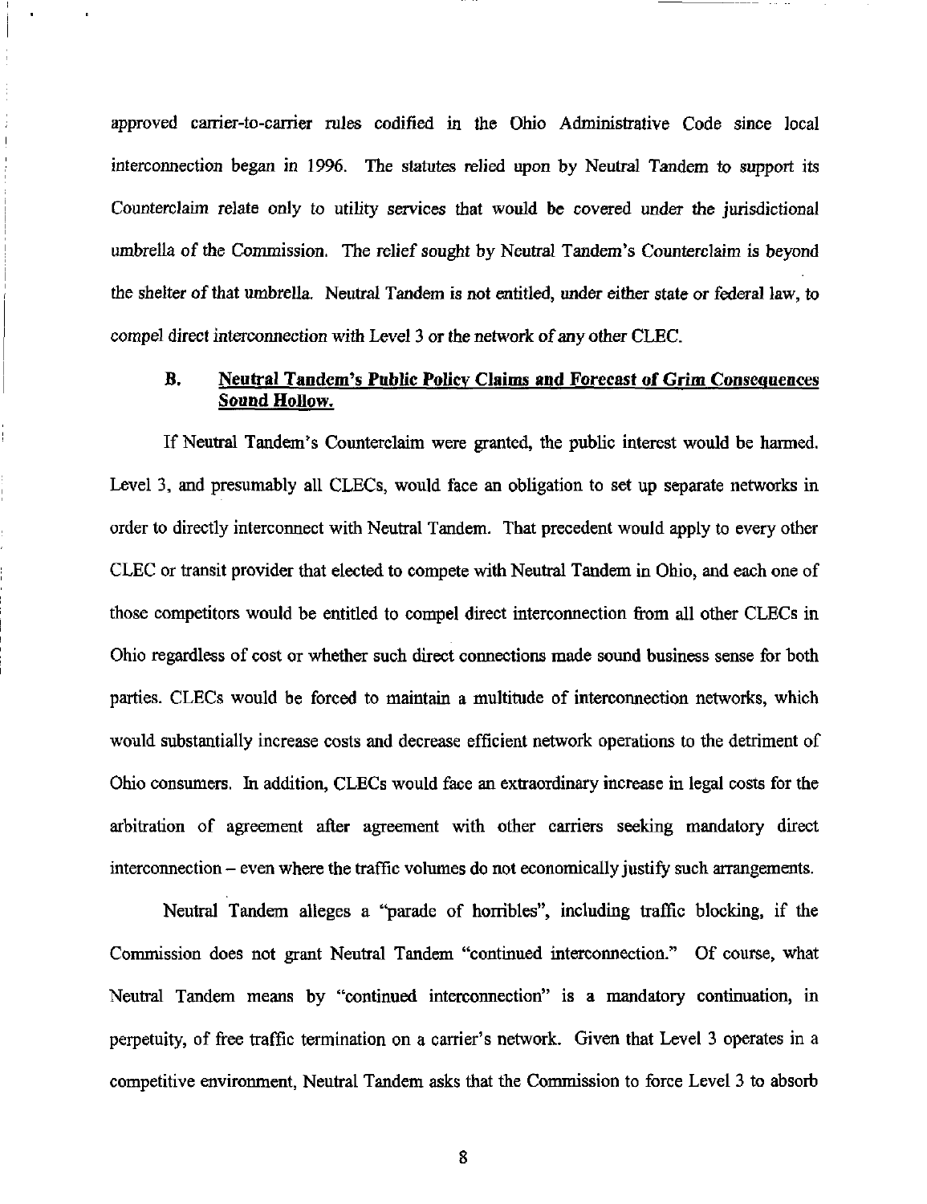approved carrier-to-carrier rules codified in the Ohio Administrative Code since local interconnection began in 1996. The statutes relied upon by Neutral Tandem to support its Counterclaim relate only to utility services that would be covered under the jurisdictional umbrella of the Commission. The relief sought by Neutral Tandem's Counterclaim is beyond the shelter of that umbrella. Neutral Tandem is not entitled, under either state or federal law, to compel direct interconnection with Level 3 or the network of any other CLEC.

### B. <u>Neutral Tandem's Public Policy Claims and Forecast of Grim Consequences Sound Hollow.</u>

If Neutral Tandem's Counterclaim were granted, the public interest would be harmed. Level 3, and presumably all CLECs, would face an obligation to set up separate networks in order to directly interconnect with Neutral Tandem. That precedent would apply to every other CLEC or transit provider that elected to compete with Neutral Tandem in Ohio, and each one of those competitors would be entitled to compel direct interconnection from all other CLECs in Ohio regardless of cost or whether such direct connections made sound business sense for both parties. CLECs would be forced to maintain a multitude of interconnection networks, which would substantially increase costs and decrease efficient network operations to the detriment of Ohio consumers. In addition, CLECs would face an extraordinary increase in legal costs for the arbitration of agreement after agreement with other carriers seeking mandatory direct interconnection – even where the traffic volumes do not economically justify such arrangements.

Neutral Tandem alleges a "parade of horribles", including traffic blocking, if the Commission does not grant Neutral Tandem "continued interconnection." Of course, what Neutral Tandem means by "continued interconnection" is a mandatory continuation, in perpetuity, of free traffic termination on a carrier's network. Given that Level 3 operates in a competitive environment, Neutral Tandem asks that the Commission to force Level 3 to absorb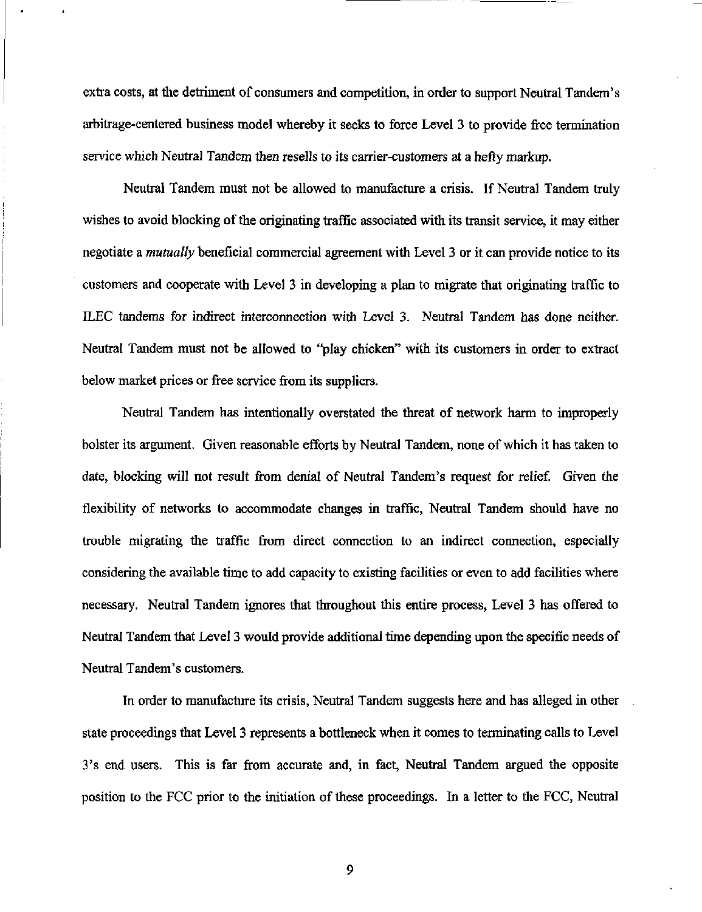extra costs, at the detriment of consumers and competition, in order to support Neutral Tandem's arbitrage-centered business model whereby it seeks to force Level 3 to provide free termination service which Neutral Tandem then resells to its carrier-customers at a hefty markup.

Neutral Tandem must not be allowed to manufacture a crisis. If Neutral Tandem truly wishes to avoid blocking of the originating traffic associated with its transit service, it may either negotiate a *mutually* beneficial commercial agreement with Level 3 or it can provide notice to its customers and cooperate with Level 3 in developing a plan to migrate that originating traffic to ILEC tandems for indirect interconnection with Level 3. Neutral Tandem has done neither. Neutral Tandem must not be allowed to "play chicken" with its customers in order to extract below market prices or free service from its suppliers.

Neutral Tandem has intentionally overstated the threat of network harm to improperly bolster its argument. Given reasonable efforts by Neutral Tandem, none of which it has taken to date, blocking will not result from denial of Neutral Tandem's request for relief. Given the flexibility of networks to accommodate changes in traffic, Neutral Tandem should have no trouble migrating the traffic from direct connection to an indirect connection, especially considering the available time to add capacity to existing facilities or even to add facilities where necessary. Neutral Tandem ignores that throughout this entire process, Level 3 has offered to Neutral Tandem that Level 3 would provide additional time depending upon the specific needs of Neutral Tandem's customers.

In order to manufacture its crisis, Neutral Tandem suggests here and has alleged in other state proceedings that Level 3 represents a bottleneck when it comes to terminating calls to Level 3's end users. This is far from accurate and, in fact, Neutral Tandem argued the opposite position to the FCC prior to the initiation of these proceedings. In a letter to the FCC, Neutral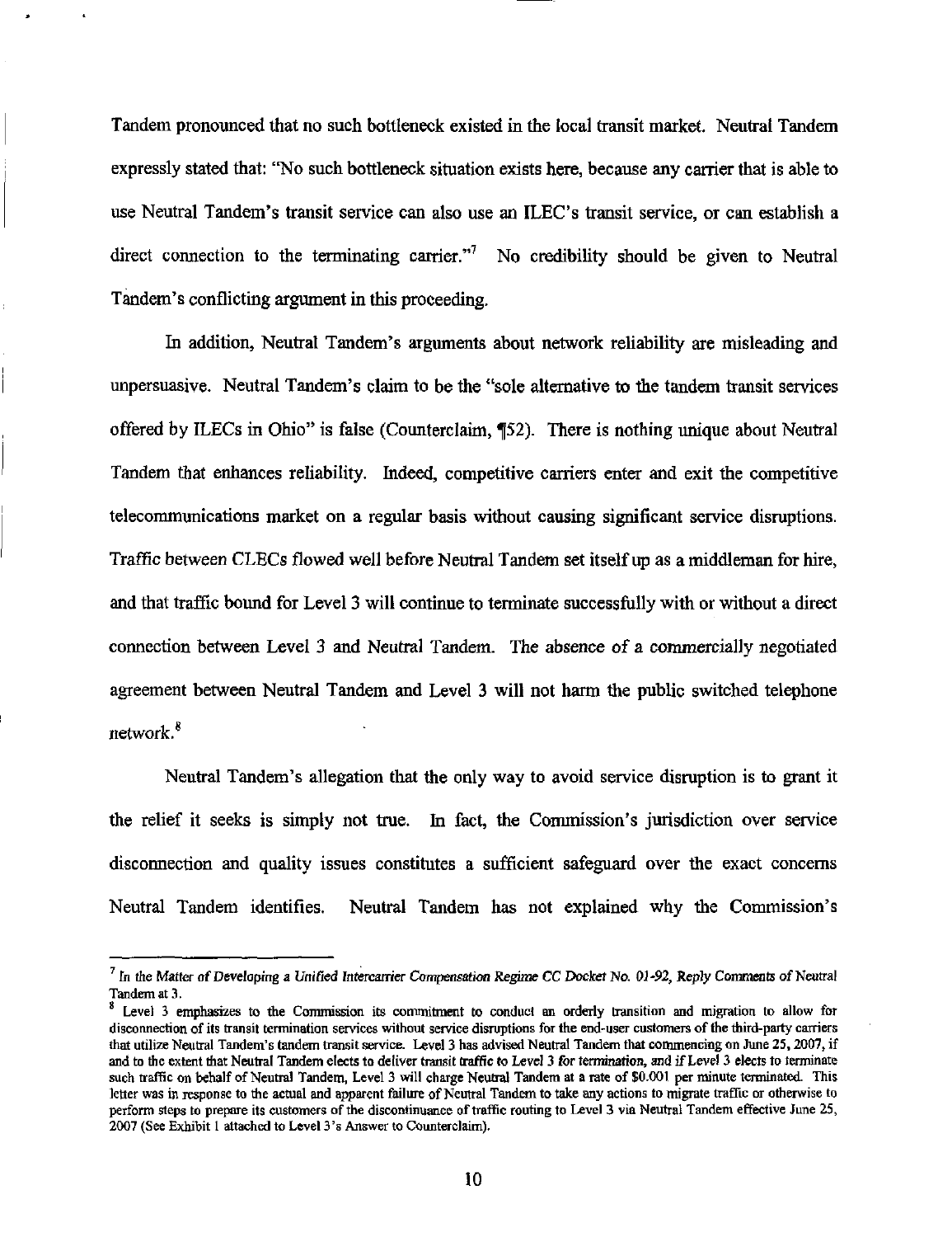Tandem pronounced that no such bottleneck existed in the local transit market. Neutral Tandem expressly stated that: "No such bottleneck situation exists here, because any carrier that is able to use Neutral Tandem's transit service can also use an ILEC's transit service, or can establish a direct connection to the terminating carrier."[7] No credibility should be given to Neutral Tandem's conflicting argument in this proceeding.

In addition, Neutral Tandem's arguments about network reliability are misleading and unpersuasive. Neutral Tandem's claim to be the "sole alternative to the tandem transit services offered by ILECs in Ohio" is false (Counterclaim, ¶52). There is nothing unique about Neutral Tandem that enhances reliability. Indeed, competitive carriers enter and exit the competitive telecommunications market on a regular basis without causing significant service disruptions. Traffic between CLECs flowed well before Neutral Tandem set itself up as a middleman for hire, and that traffic bound for Level 3 will continue to terminate successfully with or without a direct connection between Level 3 and Neutral Tandem. The absence of a commercially negotiated agreement between Neutral Tandem and Level 3 will not harm the public switched telephone network.[8]

Neutral Tandem's allegation that the only way to avoid service disruption is to grant it the relief it seeks is simply not true. In fact, the Commission's jurisdiction over service disconnection and quality issues constitutes a sufficient safeguard over the exact concerns Neutral Tandem identifies. Neutral Tandem has not explained why the Commission's

---

[7] *In the Matter of Developing a Unified Intercarrier Compensation Regime CC Docket No. 01-92, Reply Comments* of Neutral Tandem at 3.

[8] Level 3 emphasizes to the Commission its commitment to conduct an orderly transition and migration to allow for disconnection of its transit termination services without service disruptions for the end-user customers of the third-party carriers that utilize Neutral Tandem's tandem transit service. Level 3 has advised Neutral Tandem that commencing on June 25, 2007, if and to the extent that Neutral Tandem elects to deliver transit traffic to Level 3 for termination, and if Level 3 elects to terminate such traffic on behalf of Neutral Tandem, Level 3 will charge Neutral Tandem at a rate of $0.001 per minute terminated. This letter was in response to the actual and apparent failure of Neutral Tandem to take any actions to migrate traffic or otherwise to perform steps to prepare its customers of the discontinuance of traffic routing to Level 3 via Neutral Tandem effective June 25, 2007 (See Exhibit 1 attached to Level 3's Answer to Counterclaim).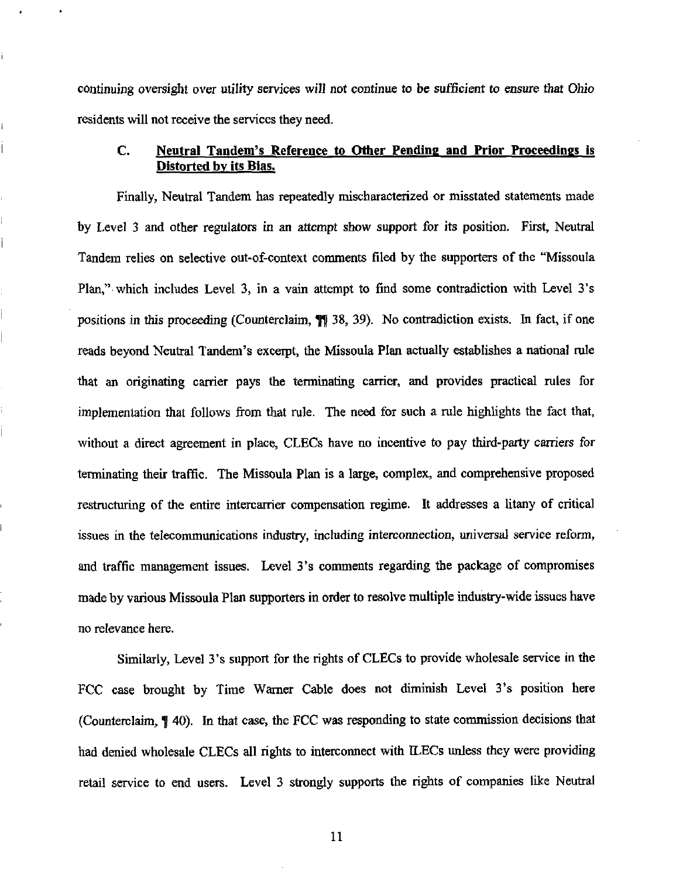continuing oversight over utility services will not continue to be sufficient to ensure that Ohio residents will not receive the services they need.

### C. Neutral Tandem's Reference to Other Pending and Prior Proceedings is Distorted by its Bias.

Finally, Neutral Tandem has repeatedly mischaracterized or misstated statements made by Level 3 and other regulators in an attempt show support for its position. First, Neutral Tandem relies on selective out-of-context comments filed by the supporters of the "Missoula Plan," which includes Level 3, in a vain attempt to find some contradiction with Level 3's positions in this proceeding (Counterclaim, ¶¶ 38, 39). No contradiction exists. In fact, if one reads beyond Neutral Tandem's excerpt, the Missoula Plan actually establishes a national rule that an originating carrier pays the terminating carrier, and provides practical rules for implementation that follows from that rule. The need for such a rule highlights the fact that, without a direct agreement in place, CLECs have no incentive to pay third-party carriers for terminating their traffic. The Missoula Plan is a large, complex, and comprehensive proposed restructuring of the entire intercarrier compensation regime. It addresses a litany of critical issues in the telecommunications industry, including interconnection, universal service reform, and traffic management issues. Level 3's comments regarding the package of compromises made by various Missoula Plan supporters in order to resolve multiple industry-wide issues have no relevance here.

Similarly, Level 3's support for the rights of CLECs to provide wholesale service in the FCC case brought by Time Warner Cable does not diminish Level 3's position here (Counterclaim, ¶ 40). In that case, the FCC was responding to state commission decisions that had denied wholesale CLECs all rights to interconnect with ILECs unless they were providing retail service to end users. Level 3 strongly supports the rights of companies like Neutral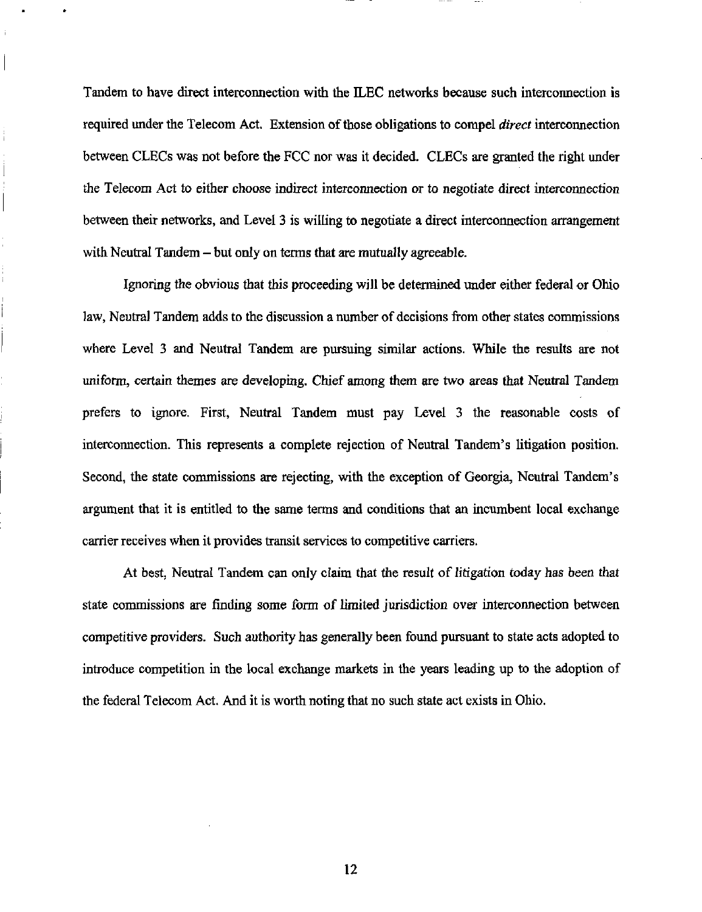Tandem to have direct interconnection with the ILEC networks because such interconnection is required under the Telecom Act. Extension of those obligations to compel *direct* interconnection between CLECs was not before the FCC nor was it decided. CLECs are granted the right under the Telecom Act to either choose indirect interconnection or to negotiate direct interconnection between their networks, and Level 3 is willing to negotiate a direct interconnection arrangement with Neutral Tandem – but only on terms that are mutually agreeable.

Ignoring the obvious that this proceeding will be determined under either federal or Ohio law, Neutral Tandem adds to the discussion a number of decisions from other states commissions where Level 3 and Neutral Tandem are pursuing similar actions. While the results are not uniform, certain themes are developing. Chief among them are two areas that Neutral Tandem prefers to ignore. First, Neutral Tandem must pay Level 3 the reasonable costs of interconnection. This represents a complete rejection of Neutral Tandem's litigation position. Second, the state commissions are rejecting, with the exception of Georgia, Neutral Tandem's argument that it is entitled to the same terms and conditions that an incumbent local exchange carrier receives when it provides transit services to competitive carriers.

At best, Neutral Tandem can only claim that the result of litigation today has been that state commissions are finding some form of limited jurisdiction over interconnection between competitive providers. Such authority has generally been found pursuant to state acts adopted to introduce competition in the local exchange markets in the years leading up to the adoption of the federal Telecom Act. And it is worth noting that no such state act exists in Ohio.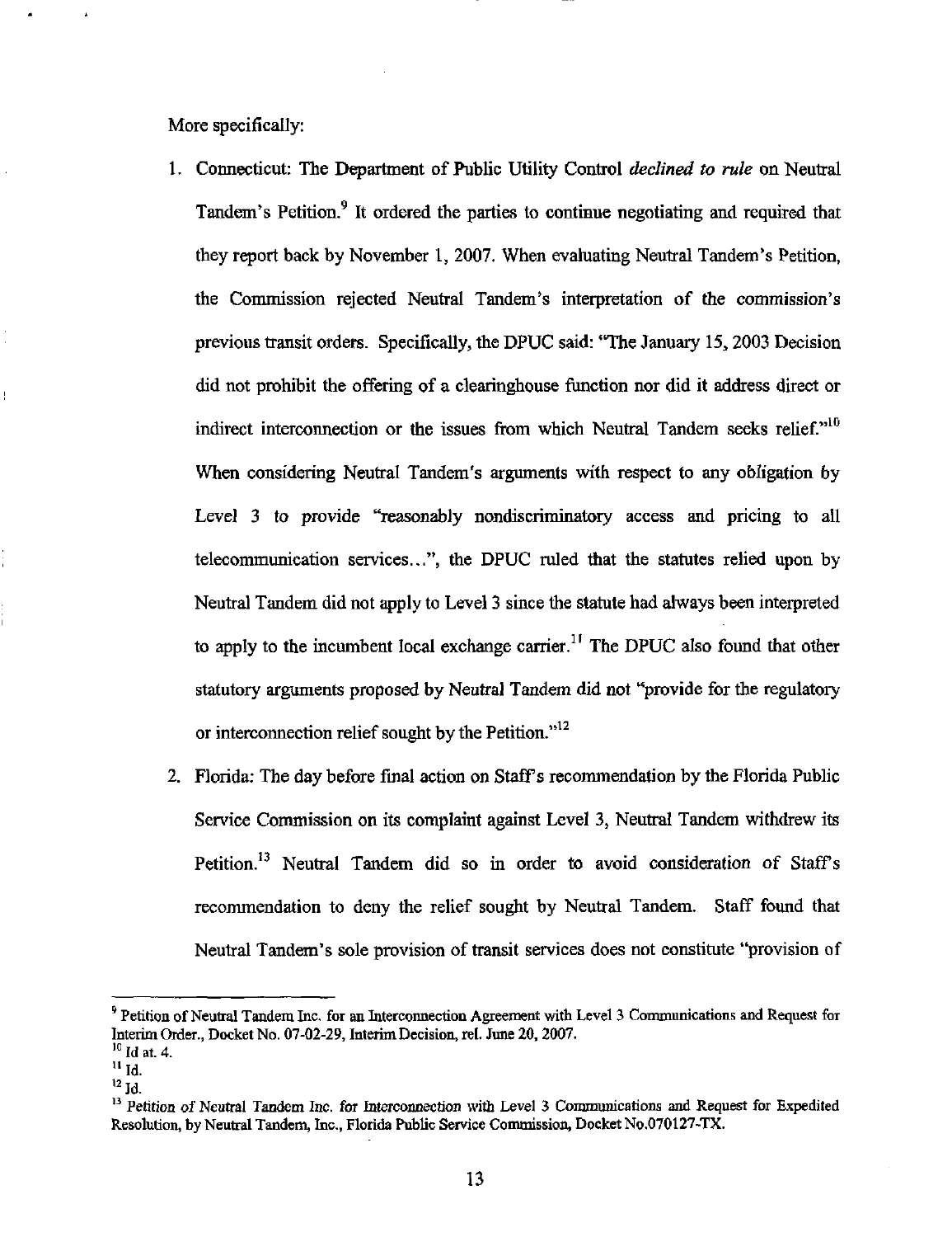More specifically:

1. Connecticut: The Department of Public Utility Control *declined to rule* on Neutral Tandem's Petition.[9] It ordered the parties to continue negotiating and required that they report back by November 1, 2007. When evaluating Neutral Tandem's Petition, the Commission rejected Neutral Tandem's interpretation of the commission's previous transit orders. Specifically, the DPUC said: "The January 15, 2003 Decision did not prohibit the offering of a clearinghouse function nor did it address direct or indirect interconnection or the issues from which Neutral Tandem seeks relief."[10] When considering Neutral Tandem's arguments with respect to any obligation by Level 3 to provide "reasonably nondiscriminatory access and pricing to all telecommunication services...", the DPUC ruled that the statutes relied upon by Neutral Tandem did not apply to Level 3 since the statute had always been interpreted to apply to the incumbent local exchange carrier.[11] The DPUC also found that other statutory arguments proposed by Neutral Tandem did not "provide for the regulatory or interconnection relief sought by the Petition."[12]

2. Florida: The day before final action on Staff's recommendation by the Florida Public Service Commission on its complaint against Level 3, Neutral Tandem withdrew its Petition.[13] Neutral Tandem did so in order to avoid consideration of Staff's recommendation to deny the relief sought by Neutral Tandem. Staff found that Neutral Tandem's sole provision of transit services does not constitute "provision of

---

[9] Petition of Neutral Tandem Inc. for an Interconnection Agreement with Level 3 Communications and Request for Interim Order., Docket No. 07-02-29, Interim Decision, rel. June 20, 2007.

[10] Id at. 4.

[11] Id.

[12] Id.

[13] Petition of Neutral Tandem Inc. for Interconnection with Level 3 Communications and Request for Expedited Resolution, by Neutral Tandem, Inc., Florida Public Service Commission, Docket No.070127-TX.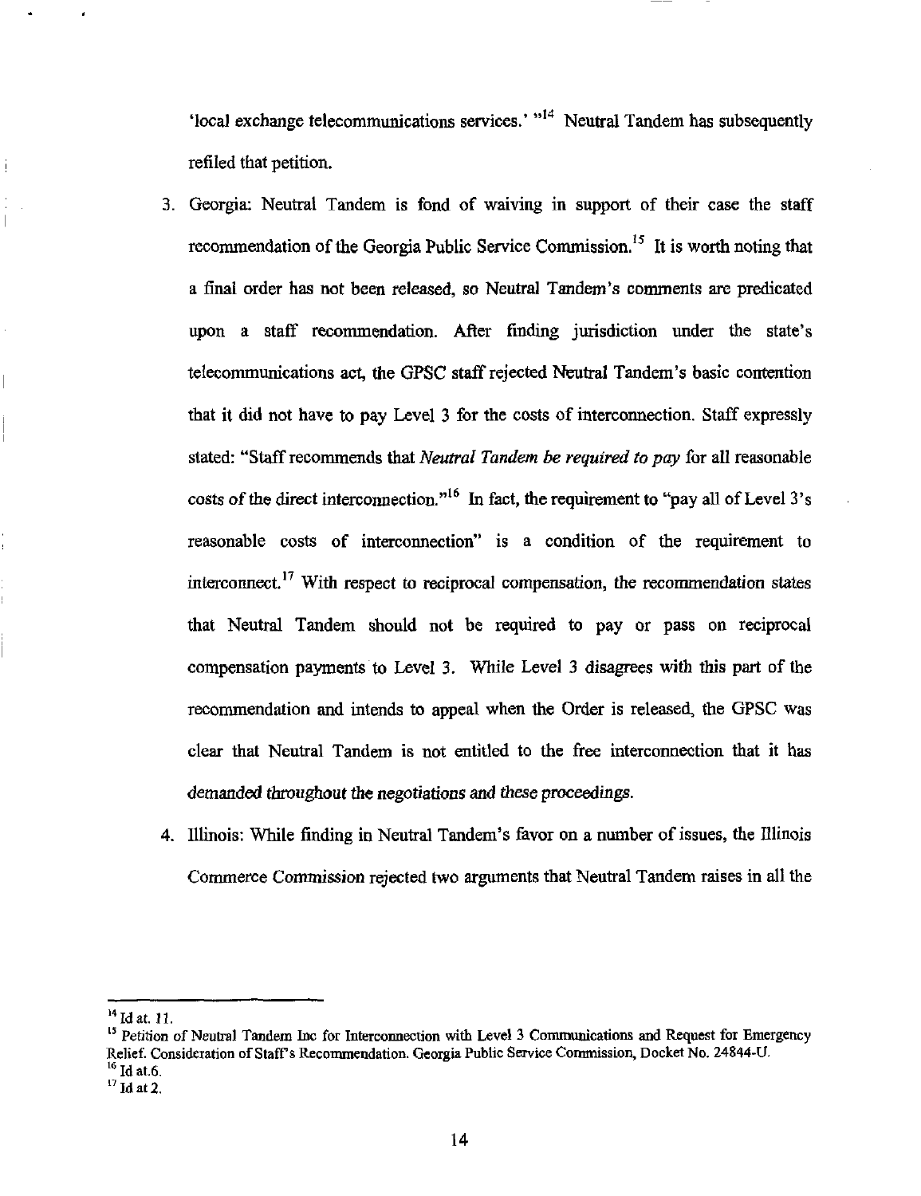'local exchange telecommunications services.' "[14] Neutral Tandem has subsequently refiled that petition.

3. Georgia: Neutral Tandem is fond of waiving in support of their case the staff recommendation of the Georgia Public Service Commission.[15] It is worth noting that a final order has not been released, so Neutral Tandem's comments are predicated upon a staff recommendation. After finding jurisdiction under the state's telecommunications act, the GPSC staff rejected Neutral Tandem's basic contention that it did not have to pay Level 3 for the costs of interconnection. Staff expressly stated: "Staff recommends that *Neutral Tandem be required to pay* for all reasonable costs of the direct interconnection."[16] In fact, the requirement to "pay all of Level 3's reasonable costs of interconnection" is a condition of the requirement to interconnect.[17] With respect to reciprocal compensation, the recommendation states that Neutral Tandem should not be required to pay or pass on reciprocal compensation payments to Level 3. While Level 3 disagrees with this part of the recommendation and intends to appeal when the Order is released, the GPSC was clear that Neutral Tandem is not entitled to the free interconnection that it has *demanded throughout the negotiations and these proceedings*.

4. Illinois: While finding in Neutral Tandem's favor on a number of issues, the Illinois Commerce Commission rejected two arguments that Neutral Tandem raises in all the

---

[14] Id at. 11.

[15] Petition of Neutral Tandem Inc for Interconnection with Level 3 Communications and Request for Emergency Relief. Consideration of Staff's Recommendation. Georgia Public Service Commission, Docket No. 24844-U.

[16] Id at.6.

[17] Id at 2.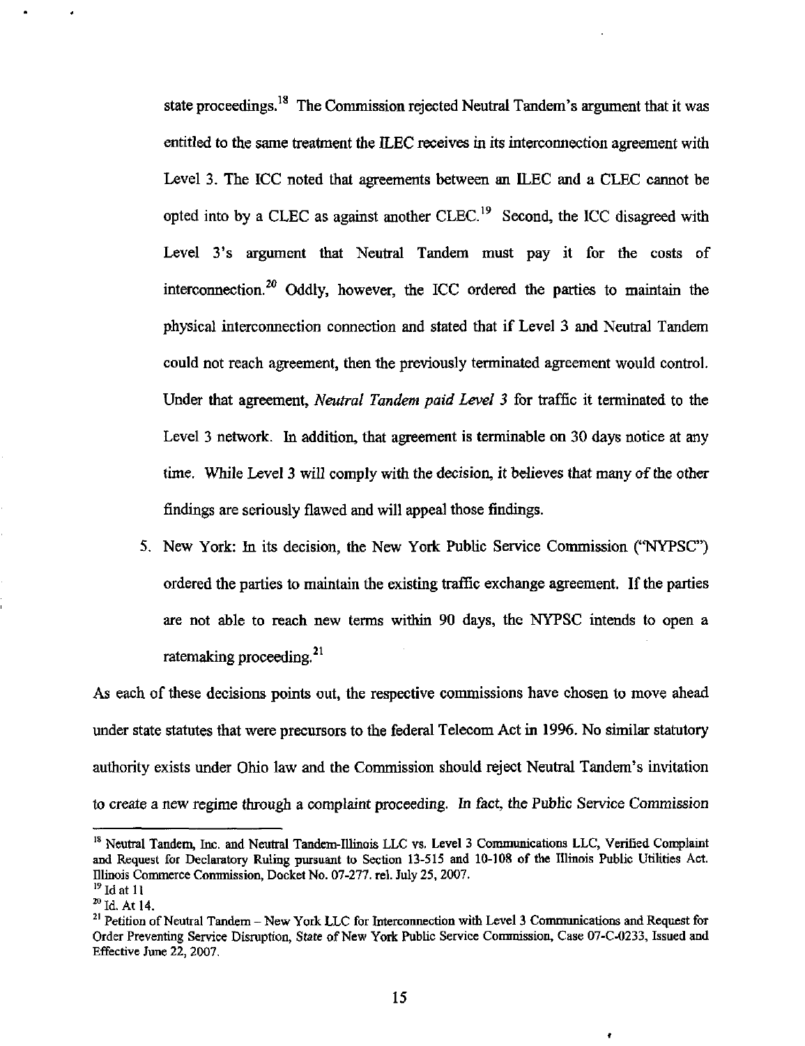state proceedings.[18] The Commission rejected Neutral Tandem's argument that it was entitled to the same treatment the ILEC receives in its interconnection agreement with Level 3. The ICC noted that agreements between an ILEC and a CLEC cannot be opted into by a CLEC as against another CLEC.[19] Second, the ICC disagreed with Level 3's argument that Neutral Tandem must pay it for the costs of interconnection.[20] Oddly, however, the ICC ordered the parties to maintain the physical interconnection connection and stated that if Level 3 and Neutral Tandem could not reach agreement, then the previously terminated agreement would control. Under that agreement, *Neutral Tandem paid Level 3* for traffic it terminated to the Level 3 network. In addition, that agreement is terminable on 30 days notice at any time. While Level 3 will comply with the decision, it believes that many of the other findings are seriously flawed and will appeal those findings.

5. New York: In its decision, the New York Public Service Commission ("NYPSC") ordered the parties to maintain the existing traffic exchange agreement. If the parties are not able to reach new terms within 90 days, the NYPSC intends to open a ratemaking proceeding.[21]

As each of these decisions points out, the respective commissions have chosen to move ahead under state statutes that were precursors to the federal Telecom Act in 1996. No similar statutory authority exists under Ohio law and the Commission should reject Neutral Tandem's invitation to create a new regime through a complaint proceeding. In fact, the Public Service Commission

---

[18] Neutral Tandem, Inc. and Neutral Tandem-Illinois LLC vs. Level 3 Communications LLC, Verified Complaint and Request for Declaratory Ruling pursuant to Section 13-515 and 10-108 of the Illinois Public Utilities Act. Illinois Commerce Commission, Docket No. 07-277. rel. July 25, 2007.

[19] Id at 11

[20] Id. At 14.

[21] Petition of Neutral Tandem – New York LLC for Interconnection with Level 3 Communications and Request for Order Preventing Service Disruption, State of New York Public Service Commission, Case 07-C-0233, Issued and Effective June 22, 2007.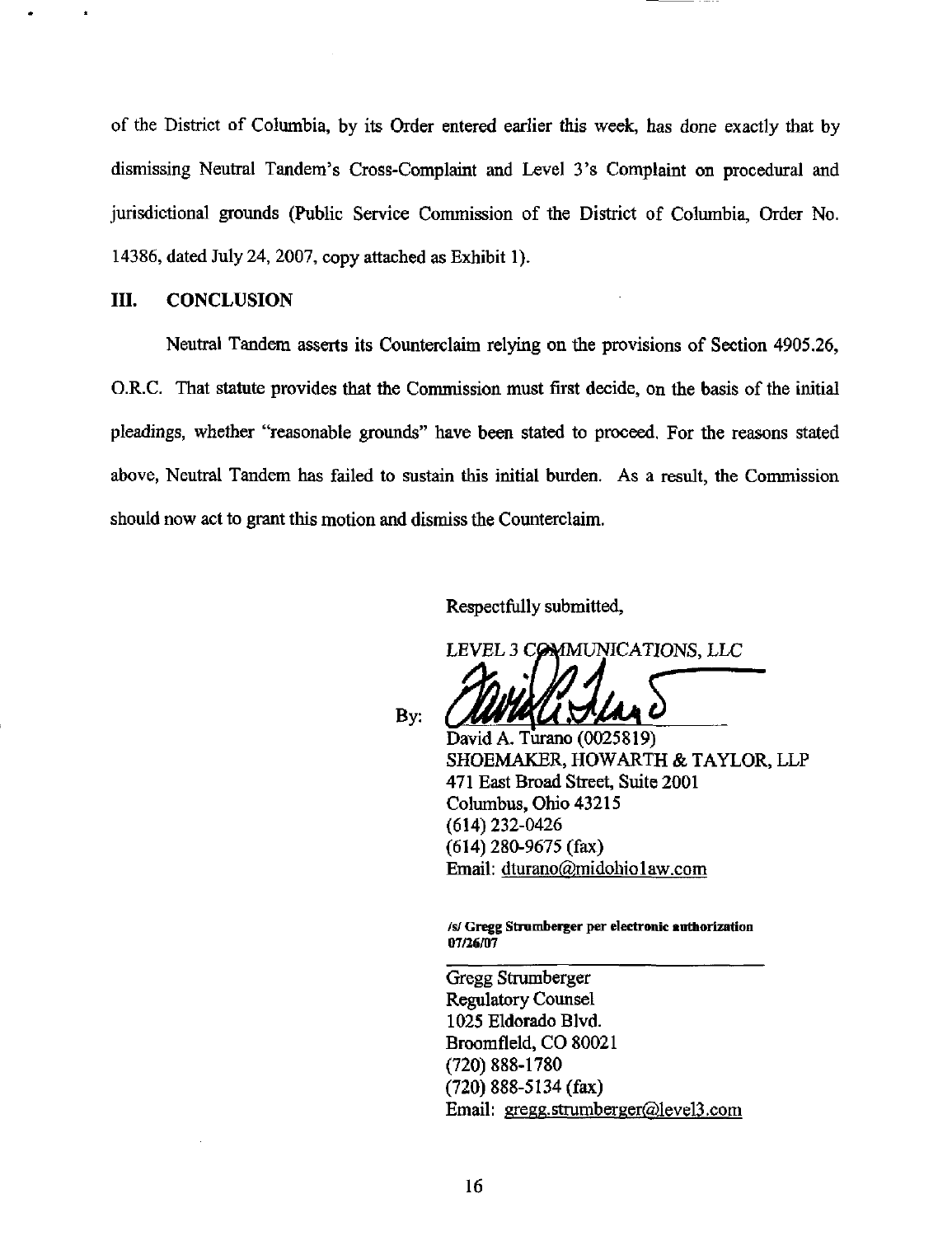of the District of Columbia, by its Order entered earlier this week, has done exactly that by dismissing Neutral Tandem's Cross-Complaint and Level 3's Complaint on procedural and jurisdictional grounds (Public Service Commission of the District of Columbia, Order No. 14386, dated July 24, 2007, copy attached as Exhibit 1).

## III. CONCLUSION

Neutral Tandem asserts its Counterclaim relying on the provisions of Section 4905.26, O.R.C. That statute provides that the Commission must first decide, on the basis of the initial pleadings, whether "reasonable grounds" have been stated to proceed. For the reasons stated above, Neutral Tandem has failed to sustain this initial burden. As a result, the Commission should now act to grant this motion and dismiss the Counterclaim.

Respectfully submitted,

*LEVEL 3 COMMUNICATIONS, LLC*

By: 

David A. Turano (0025819)
SHOEMAKER, HOWARTH & TAYLOR, LLP
471 East Broad Street, Suite 2001
Columbus, Ohio 43215
(614) 232-0426
(614) 280-9675 (fax)
Email: dturano@midohiolaw.com

**/s/ Gregg Strumberger per electronic authorization 07/26/07**

Gregg Strumberger
Regulatory Counsel
1025 Eldorado Blvd.
Broomfield, CO 80021
(720) 888-1780
(720) 888-5134 (fax)
Email: gregg.strumberger@level3.com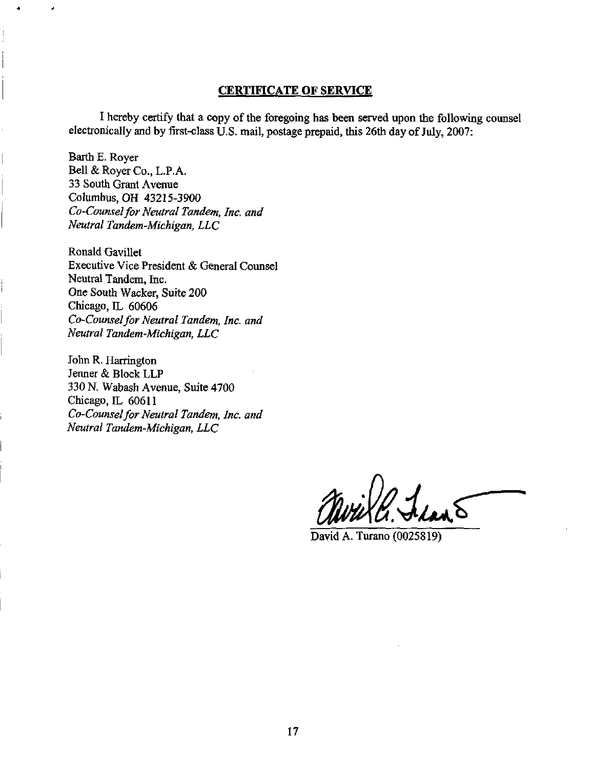## CERTIFICATE OF SERVICE

I hereby certify that a copy of the foregoing has been served upon the following counsel electronically and by first-class U.S. mail, postage prepaid, this 26th day of July, 2007:

Barth E. Royer
Bell & Royer Co., L.P.A.
33 South Grant Avenue
Columbus, OH 43215-3900
*Co-Counsel for Neutral Tandem, Inc. and Neutral Tandem-Michigan, LLC*

Ronald Gavillet
Executive Vice President & General Counsel
Neutral Tandem, Inc.
One South Wacker, Suite 200
Chicago, IL 60606
*Co-Counsel for Neutral Tandem, Inc. and Neutral Tandem-Michigan, LLC*

John R. Harrington
Jenner & Block LLP
330 N. Wabash Avenue, Suite 4700
Chicago, IL 60611
*Co-Counsel for Neutral Tandem, Inc. and Neutral Tandem-Michigan, LLC*

David A. Turano (0025819)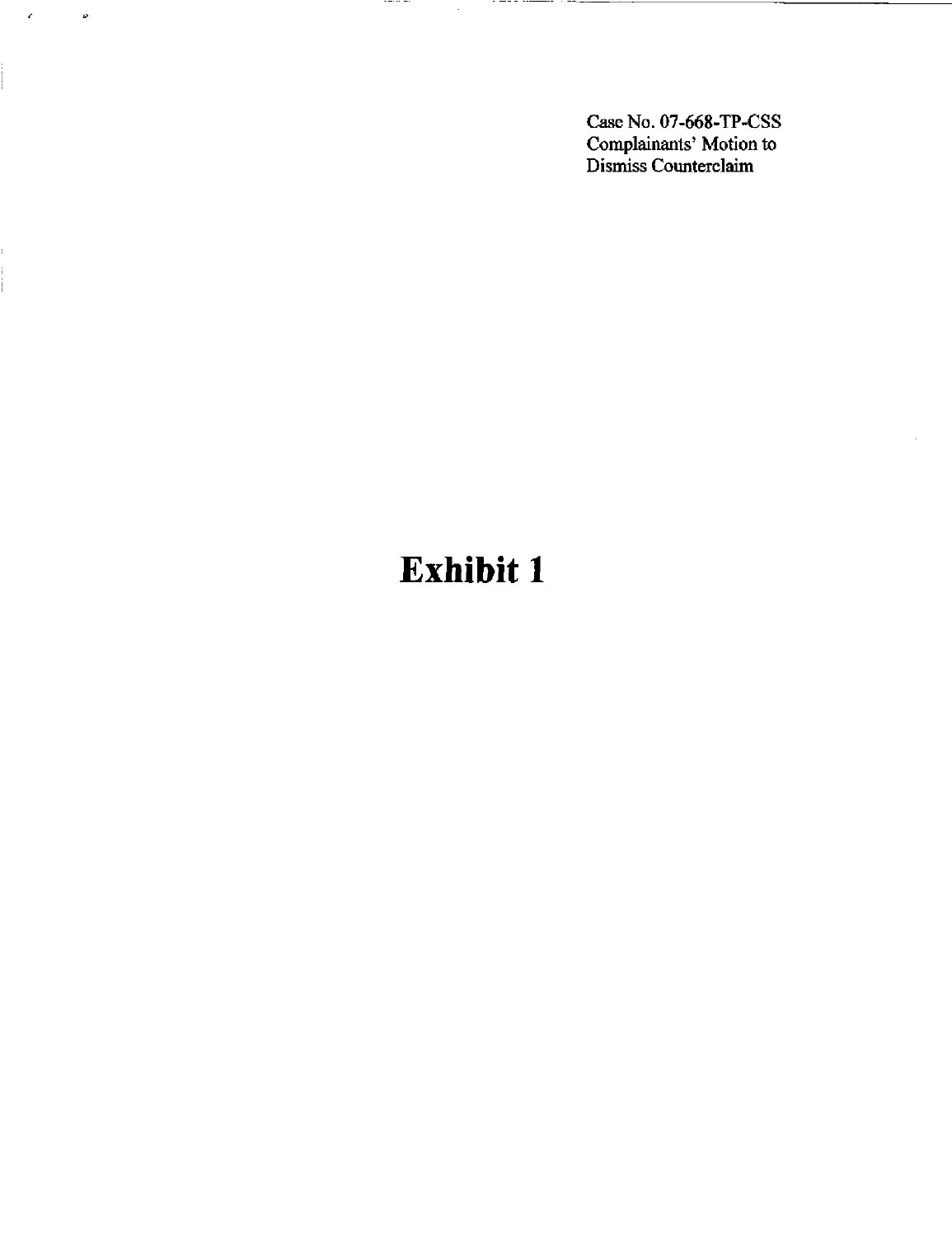Case No. 07-668-TP-CSS
Complainants' Motion to
Dismiss Counterclaim

# Exhibit 1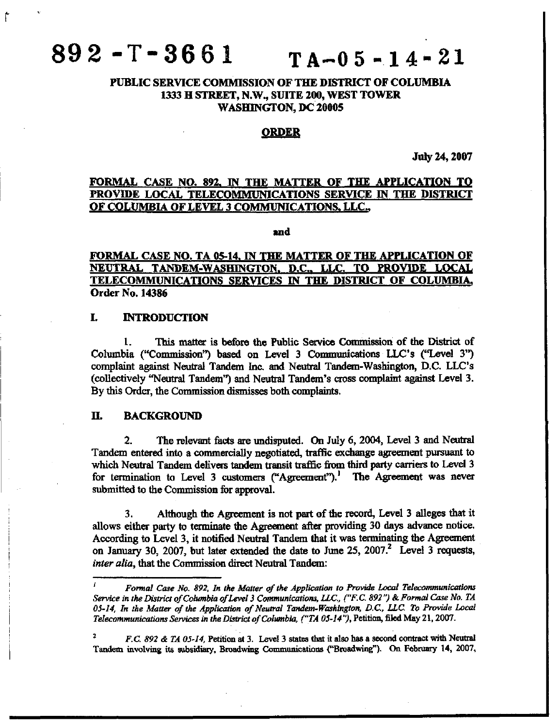# 892 - T - 3661 TA-05 - 14 - 21

**PUBLIC SERVICE COMMISSION OF THE DISTRICT OF COLUMBIA**
**1333 H STREET, N.W., SUITE 200, WEST TOWER**
**WASHINGTON, DC 20005**

**ORDER**

**July 24, 2007**

**FORMAL CASE NO. 892, IN THE MATTER OF THE APPLICATION TO PROVIDE LOCAL TELECOMMUNICATIONS SERVICE IN THE DISTRICT OF COLUMBIA OF LEVEL 3 COMMUNICATIONS, LLC.,**

**and**

**FORMAL CASE NO. TA 05-14, IN THE MATTER OF THE APPLICATION OF NEUTRAL TANDEM-WASHINGTON, D.C., LLC. TO PROVIDE LOCAL TELECOMMUNICATIONS SERVICES IN THE DISTRICT OF COLUMBIA, Order No. 14386**

## I. INTRODUCTION

1. This matter is before the Public Service Commission of the District of Columbia ("Commission") based on Level 3 Communications LLC's ("Level 3") complaint against Neutral Tandem Inc. and Neutral Tandem-Washington, D.C. LLC's (collectively "Neutral Tandem") and Neutral Tandem's cross complaint against Level 3. By this Order, the Commission dismisses both complaints.

## II. BACKGROUND

2. The relevant facts are undisputed. On July 6, 2004, Level 3 and Neutral Tandem entered into a commercially negotiated, traffic exchange agreement pursuant to which Neutral Tandem delivers tandem transit traffic from third party carriers to Level 3 for termination to Level 3 customers ("Agreement").[1] The Agreement was never submitted to the Commission for approval.

3. Although the Agreement is not part of the record, Level 3 alleges that it allows either party to terminate the Agreement after providing 30 days advance notice. According to Level 3, it notified Neutral Tandem that it was terminating the Agreement on January 30, 2007, but later extended the date to June 25, 2007.[2] Level 3 requests, *inter alia*, that the Commission direct Neutral Tandem:

---

[1] *Formal Case No. 892, In the Matter of the Application to Provide Local Telecommunications Service in the District of Columbia of Level 3 Communications, LLC., ("F.C. 892") & Formal Case No. TA 05-14, In the Matter of the Application of Neutral Tandem-Washington, D.C., LLC. To Provide Local Telecommunications Services in the District of Columbia, ("TA 05-14")*, Petition, filed May 21, 2007.

[2] *F.C. 892 & TA 05-14*, Petition at 3. Level 3 states that it also has a second contract with Neutral Tandem involving its subsidiary, Broadwing Communications ("Broadwing"). On February 14, 2007,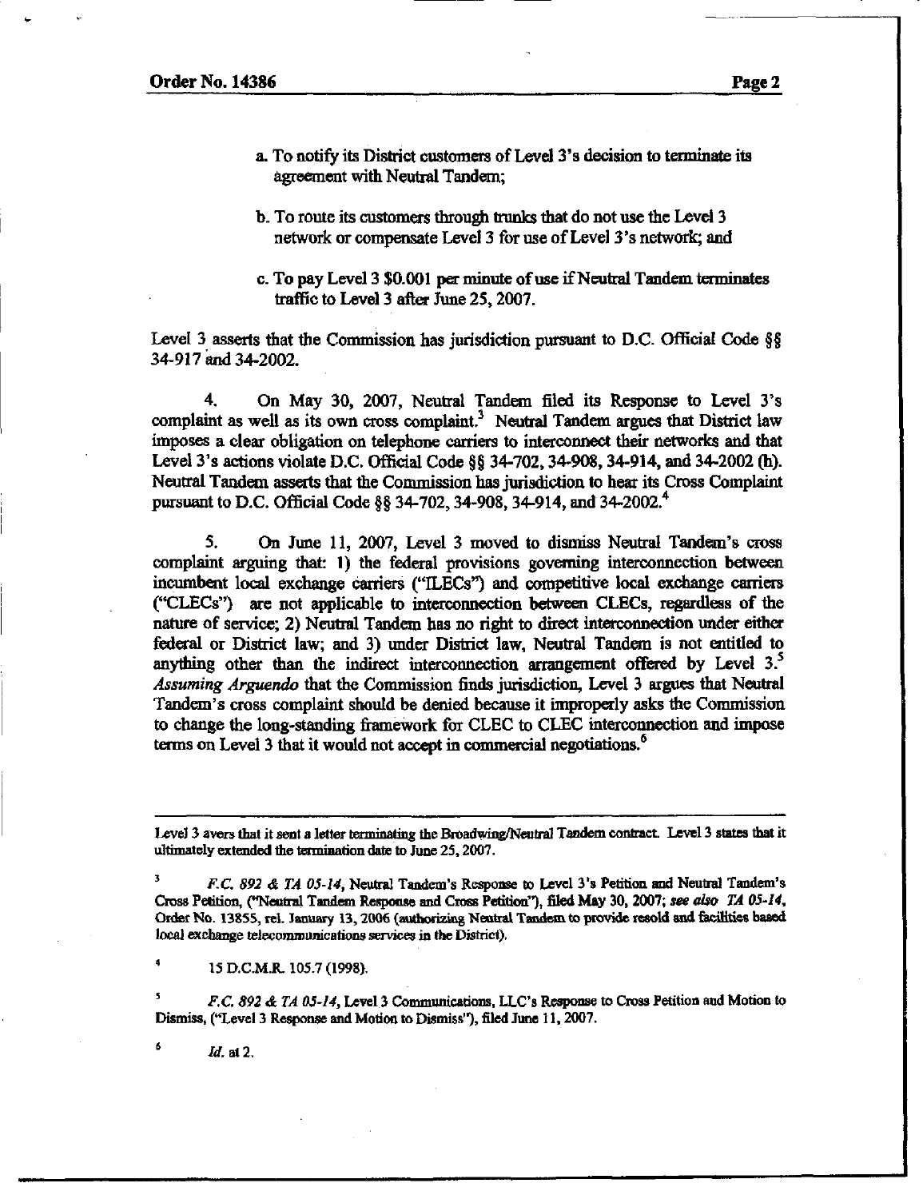a. To notify its District customers of Level 3's decision to terminate its agreement with Neutral Tandem;

b. To route its customers through trunks that do not use the Level 3 network or compensate Level 3 for use of Level 3's network; and

c. To pay Level 3 $0.001 per minute of use if Neutral Tandem terminates traffic to Level 3 after June 25, 2007.

Level 3 asserts that the Commission has jurisdiction pursuant to D.C. Official Code §§ 34-917 and 34-2002.

4. On May 30, 2007, Neutral Tandem filed its Response to Level 3's complaint as well as its own cross complaint.[3] Neutral Tandem argues that District law imposes a clear obligation on telephone carriers to interconnect their networks and that Level 3's actions violate D.C. Official Code §§ 34-702, 34-908, 34-914, and 34-2002 (h). Neutral Tandem asserts that the Commission has jurisdiction to hear its Cross Complaint pursuant to D.C. Official Code §§ 34-702, 34-908, 34-914, and 34-2002.[4]

5. On June 11, 2007, Level 3 moved to dismiss Neutral Tandem's cross complaint arguing that: 1) the federal provisions governing interconnection between incumbent local exchange carriers ("ILECs") and competitive local exchange carriers ("CLECs") are not applicable to interconnection between CLECs, regardless of the nature of service; 2) Neutral Tandem has no right to direct interconnection under either federal or District law; and 3) under District law, Neutral Tandem is not entitled to anything other than the indirect interconnection arrangement offered by Level 3.[5] *Assuming Arguendo* that the Commission finds jurisdiction, Level 3 argues that Neutral Tandem's cross complaint should be denied because it improperly asks the Commission to change the long-standing framework for CLEC to CLEC interconnection and impose terms on Level 3 that it would not accept in commercial negotiations.[6]

---

Level 3 avers that it sent a letter terminating the Broadwing/Neutral Tandem contract. Level 3 states that it ultimately extended the termination date to June 25, 2007.

[3] *F.C. 892 & TA 05-14*, Neutral Tandem's Response to Level 3's Petition and Neutral Tandem's Cross Petition, ("Neutral Tandem Response and Cross Petition"), filed May 30, 2007; *see also TA 05-14*, Order No. 13855, rel. January 13, 2006 (authorizing Neutral Tandem to provide resold and facilities based local exchange telecommunications services in the District).

[4] 15 D.C.M.R. 105.7 (1998).

[5] *F.C. 892 & TA 05-14*, Level 3 Communications, LLC's Response to Cross Petition and Motion to Dismiss, ("Level 3 Response and Motion to Dismiss"), filed June 11, 2007.

[6] *Id.* at 2.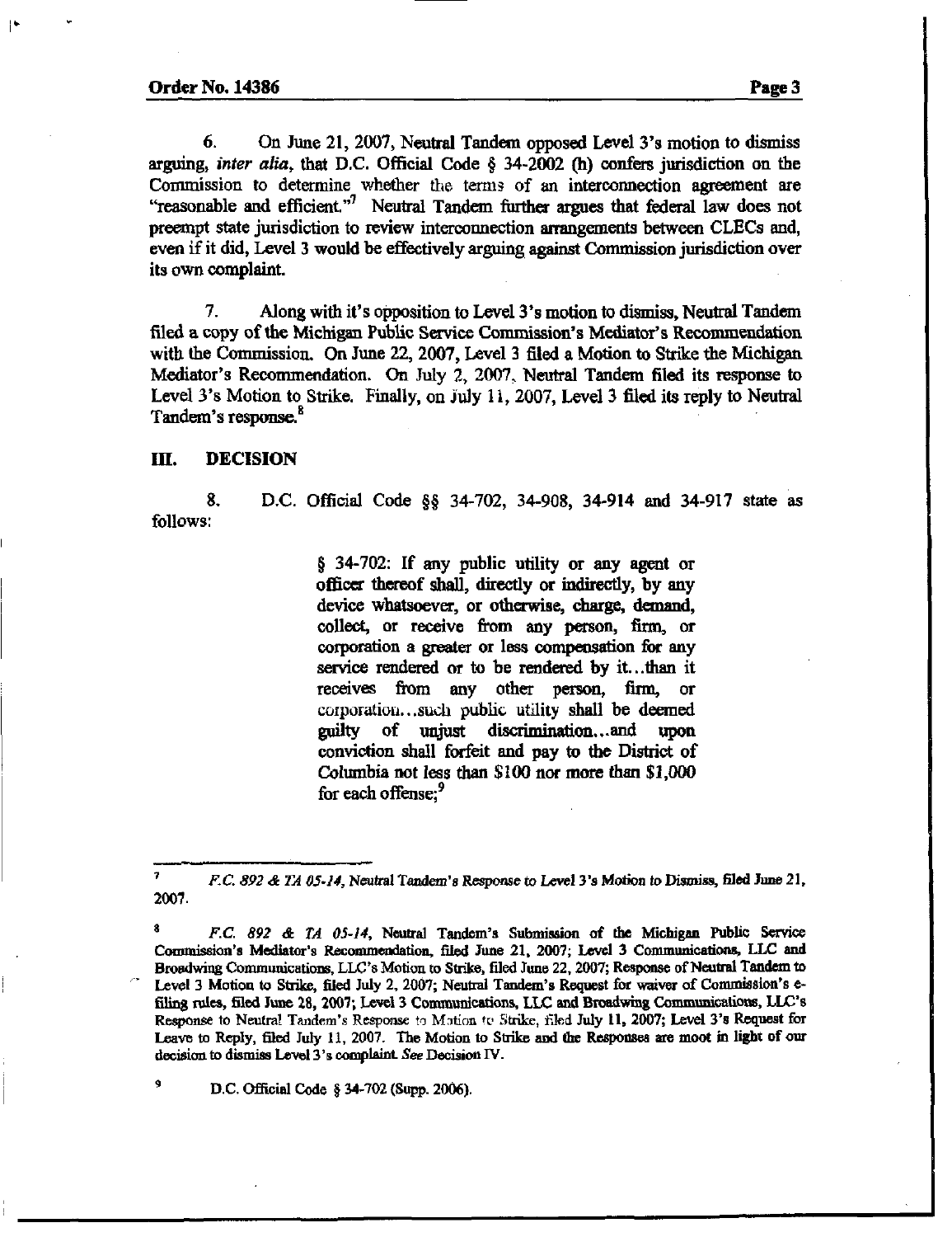6. On June 21, 2007, Neutral Tandem opposed Level 3's motion to dismiss arguing, *inter alia*, that D.C. Official Code § 34-2002 (h) confers jurisdiction on the Commission to determine whether the terms of an interconnection agreement are "reasonable and efficient."[7] Neutral Tandem further argues that federal law does not preempt state jurisdiction to review interconnection arrangements between CLECs and, even if it did, Level 3 would be effectively arguing against Commission jurisdiction over its own complaint.

7. Along with it's opposition to Level 3's motion to dismiss, Neutral Tandem filed a copy of the Michigan Public Service Commission's Mediator's Recommendation with the Commission. On June 22, 2007, Level 3 filed a Motion to Strike the Michigan Mediator's Recommendation. On July 2, 2007, Neutral Tandem filed its response to Level 3's Motion to Strike. Finally, on July 11, 2007, Level 3 filed its reply to Neutral Tandem's response.[8]

## III. DECISION

8. D.C. Official Code §§ 34-702, 34-908, 34-914 and 34-917 state as follows:

> § 34-702: If any public utility or any agent or officer thereof shall, directly or indirectly, by any device whatsoever, or otherwise, charge, demand, collect, or receive from any person, firm, or corporation a greater or less compensation for any service rendered or to be rendered by it...than it receives from any other person, firm, or corporation...such public utility shall be deemed guilty of unjust discrimination...and upon conviction shall forfeit and pay to the District of Columbia not less than $100 nor more than $1,000 for each offense;[9]

---

[7] *F.C. 892 & TA 05-14*, Neutral Tandem's Response to Level 3's Motion to Dismiss, filed June 21, 2007.

[8] *F.C. 892 & TA 05-14*, Neutral Tandem's Submission of the Michigan Public Service Commission's Mediator's Recommendation, filed June 21, 2007; Level 3 Communications, LLC and Broadwing Communications, LLC's Motion to Strike, filed June 22, 2007; Response of Neutral Tandem to Level 3 Motion to Strike, filed July 2, 2007; Neutral Tandem's Request for waiver of Commission's e-filing rules, filed June 28, 2007; Level 3 Communications, LLC and Broadwing Communications, LLC's Response to Neutral Tandem's Response to Motion to Strike, filed July 11, 2007; Level 3's Request for Leave to Reply, filed July 11, 2007. The Motion to Strike and the Responses are moot in light of our decision to dismiss Level 3's complaint. *See* Decision IV.

[9] D.C. Official Code § 34-702 (Supp. 2006).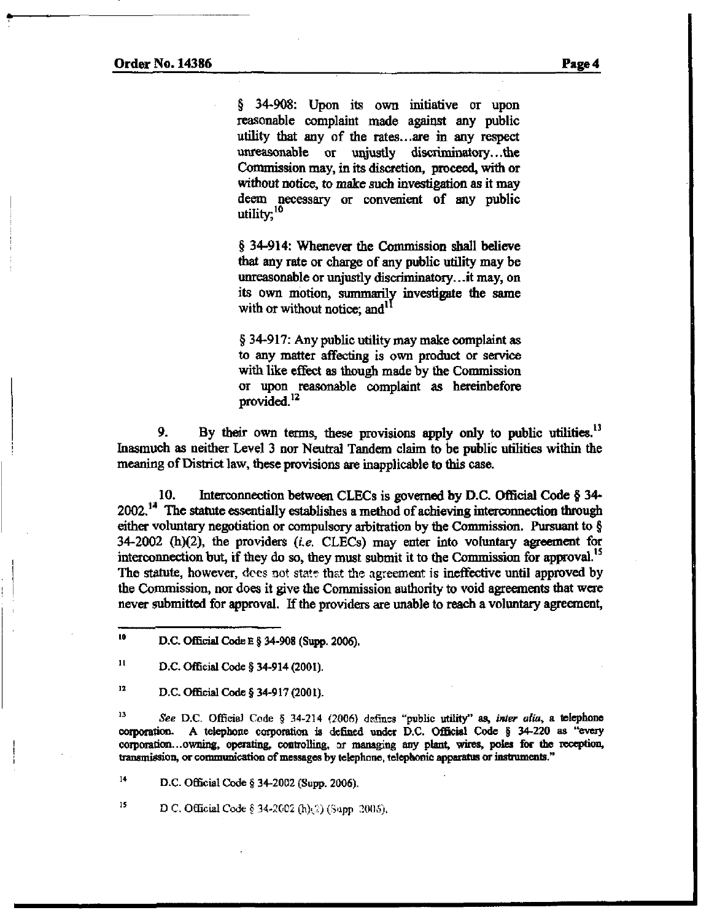§ 34-908: Upon its own initiative or upon reasonable complaint made against any public utility that any of the rates...are in any respect unreasonable or unjustly discriminatory...the Commission may, in its discretion, proceed, with or without notice, to make such investigation as it may deem necessary or convenient of any public utility;[10]

§ 34-914: Whenever the Commission shall believe that any rate or charge of any public utility may be unreasonable or unjustly discriminatory...it may, on its own motion, summarily investigate the same with or without notice; and[11]

§ 34-917: Any public utility may make complaint as to any matter affecting is own product or service with like effect as though made by the Commission or upon reasonable complaint as hereinbefore provided.[12]

9. By their own terms, these provisions apply only to public utilities.[13] Inasmuch as neither Level 3 nor Neutral Tandem claim to be public utilities within the meaning of District law, these provisions are inapplicable to this case.

10. Interconnection between CLECs is governed by D.C. Official Code § 34-2002.[14] The statute essentially establishes a method of achieving interconnection through either voluntary negotiation or compulsory arbitration by the Commission. Pursuant to § 34-2002 (h)(2), the providers (*i.e.* CLECs) may enter into voluntary agreement for interconnection but, if they do so, they must submit it to the Commission for approval.[15] The statute, however, does not state that the agreement is ineffective until approved by the Commission, nor does it give the Commission authority to void agreements that were never submitted for approval. If the providers are unable to reach a voluntary agreement,

---

[10] D.C. Official Code E § 34-908 (Supp. 2006).

[11] D.C. Official Code § 34-914 (2001).

[12] D.C. Official Code § 34-917 (2001).

[13] *See* D.C. Official Code § 34-214 (2006) defines "public utility" as, *inter alia*, a telephone corporation. A telephone corporation is defined under D.C. Official Code § 34-220 as "every corporation...owning, operating, controlling, or managing any plant, wires, poles for the reception, transmission, or communication of messages by telephone, telephonic apparatus or instruments."

[14] D.C. Official Code § 34-2002 (Supp. 2006).

[15] D.C. Official Code § 34-2002 (h)(2) (Supp. 2005).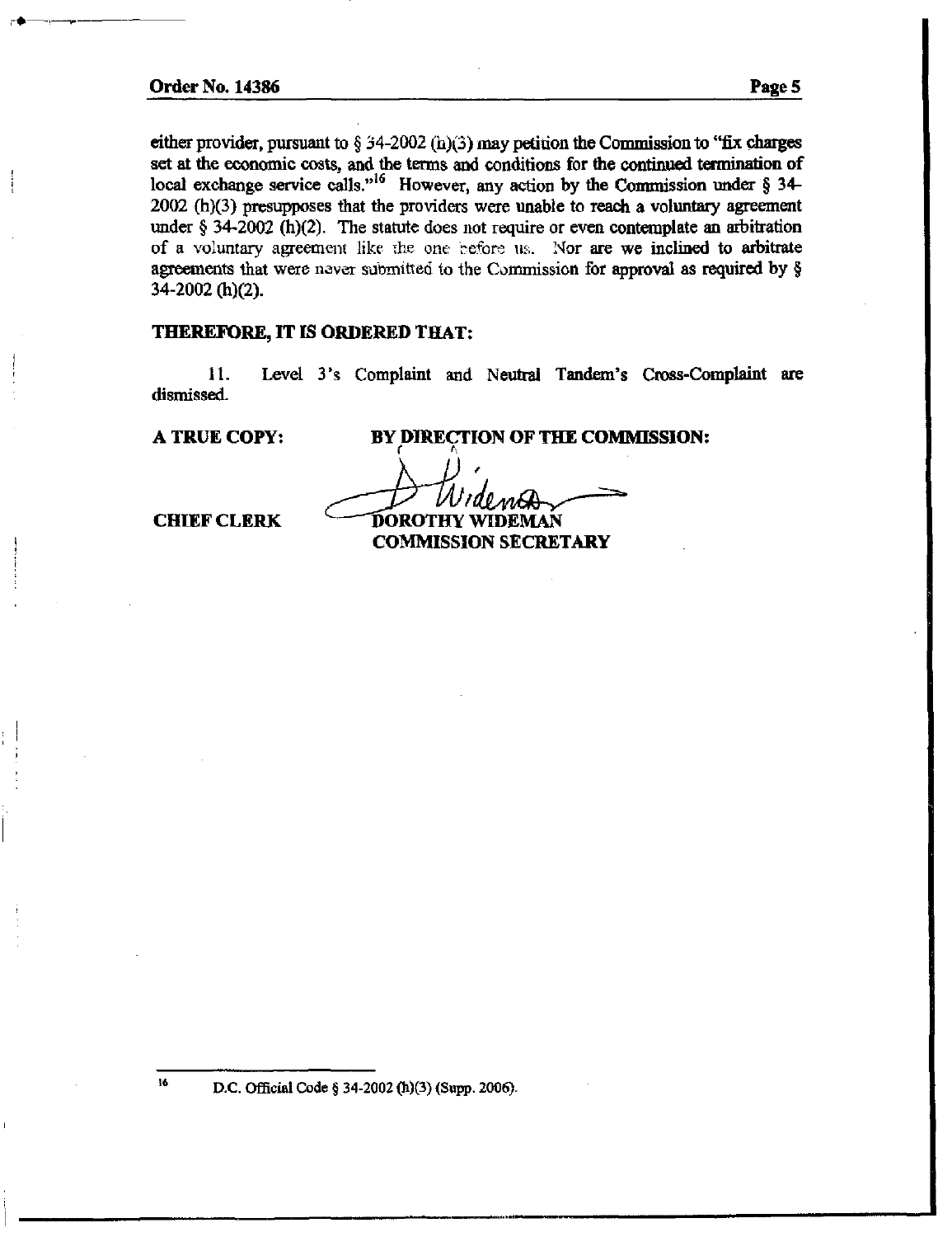either provider, pursuant to § 34-2002 (h)(3) may petition the Commission to "fix charges set at the economic costs, and the terms and conditions for the continued termination of local exchange service calls."[16] However, any action by the Commission under § 34-2002 (h)(3) presupposes that the providers were unable to reach a voluntary agreement under § 34-2002 (h)(2). The statute does not require or even contemplate an arbitration of a voluntary agreement like the one before us. Nor are we inclined to arbitrate agreements that were never submitted to the Commission for approval as required by § 34-2002 (h)(2).

**THEREFORE, IT IS ORDERED THAT:**

11. Level 3's Complaint and Neutral Tandem's Cross-Complaint are dismissed.

**A TRUE COPY:** **BY DIRECTION OF THE COMMISSION:**

**CHIEF CLERK**

**DOROTHY WIDEMAN**
**COMMISSION SECRETARY**

[16] D.C. Official Code § 34-2002 (h)(3) (Supp. 2006).